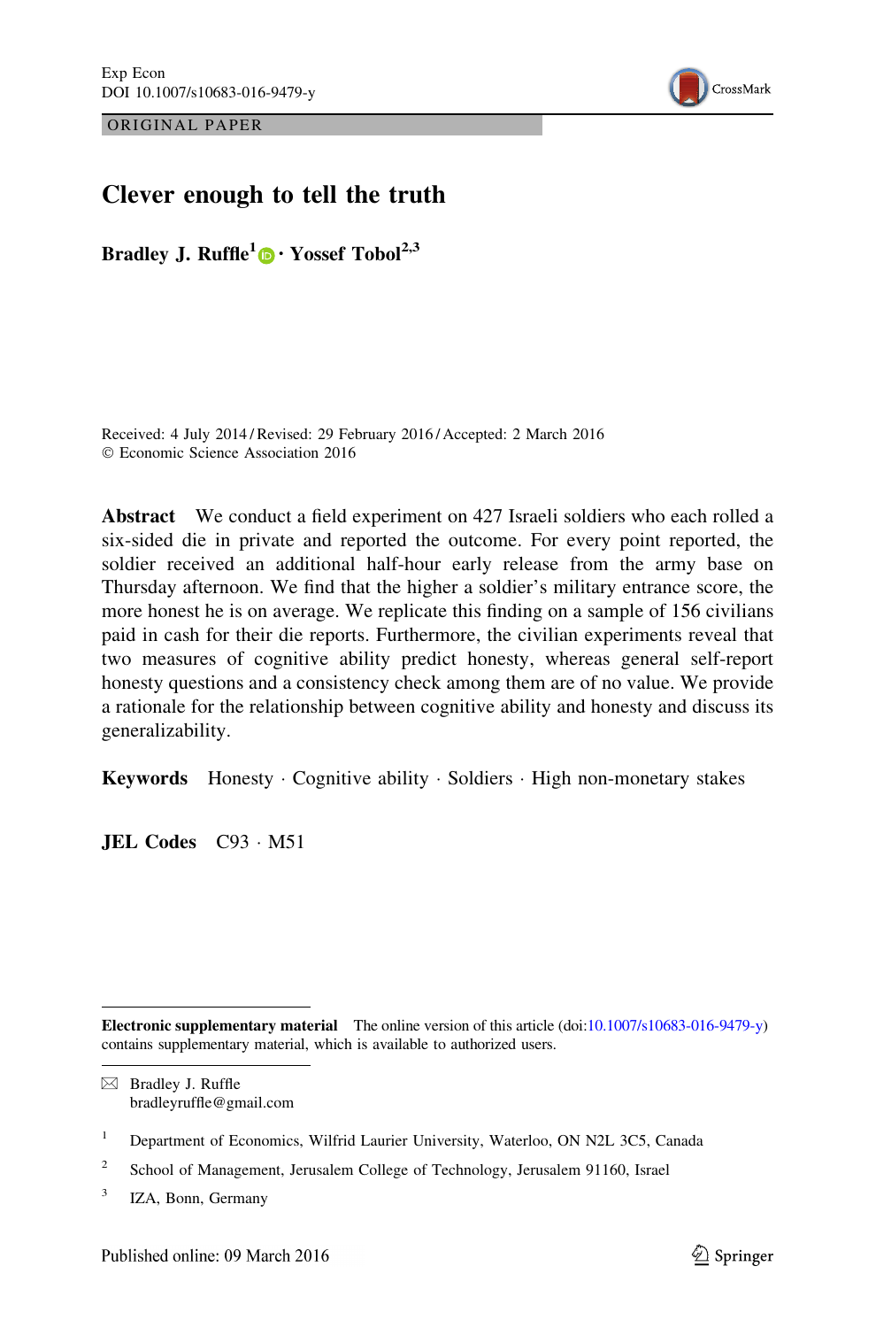ORIGINAL PAPER

# Clever enough to tell the truth

**Bradley J. Ruffle[1] · Yossef Tobol[2,3]**

Received: 4 July 2014 / Revised: 29 February 2016 / Accepted: 2 March 2016
© Economic Science Association 2016

**Abstract** We conduct a field experiment on 427 Israeli soldiers who each rolled a six-sided die in private and reported the outcome. For every point reported, the soldier received an additional half-hour early release from the army base on Thursday afternoon. We find that the higher a soldier's military entrance score, the more honest he is on average. We replicate this finding on a sample of 156 civilians paid in cash for their die reports. Furthermore, the civilian experiments reveal that two measures of cognitive ability predict honesty, whereas general self-report honesty questions and a consistency check among them are of no value. We provide a rationale for the relationship between cognitive ability and honesty and discuss its generalizability.

**Keywords** Honesty · Cognitive ability · Soldiers · High non-monetary stakes

**JEL Codes** C93 · M51

---

**Electronic supplementary material** The online version of this article (doi:10.1007/s10683-016-9479-y) contains supplementary material, which is available to authorized users.

✉ Bradley J. Ruffle
bradleyruffle@gmail.com

[1] Department of Economics, Wilfrid Laurier University, Waterloo, ON N2L 3C5, Canada

[2] School of Management, Jerusalem College of Technology, Jerusalem 91160, Israel

[3] IZA, Bonn, Germany

Published online: 09 March 2016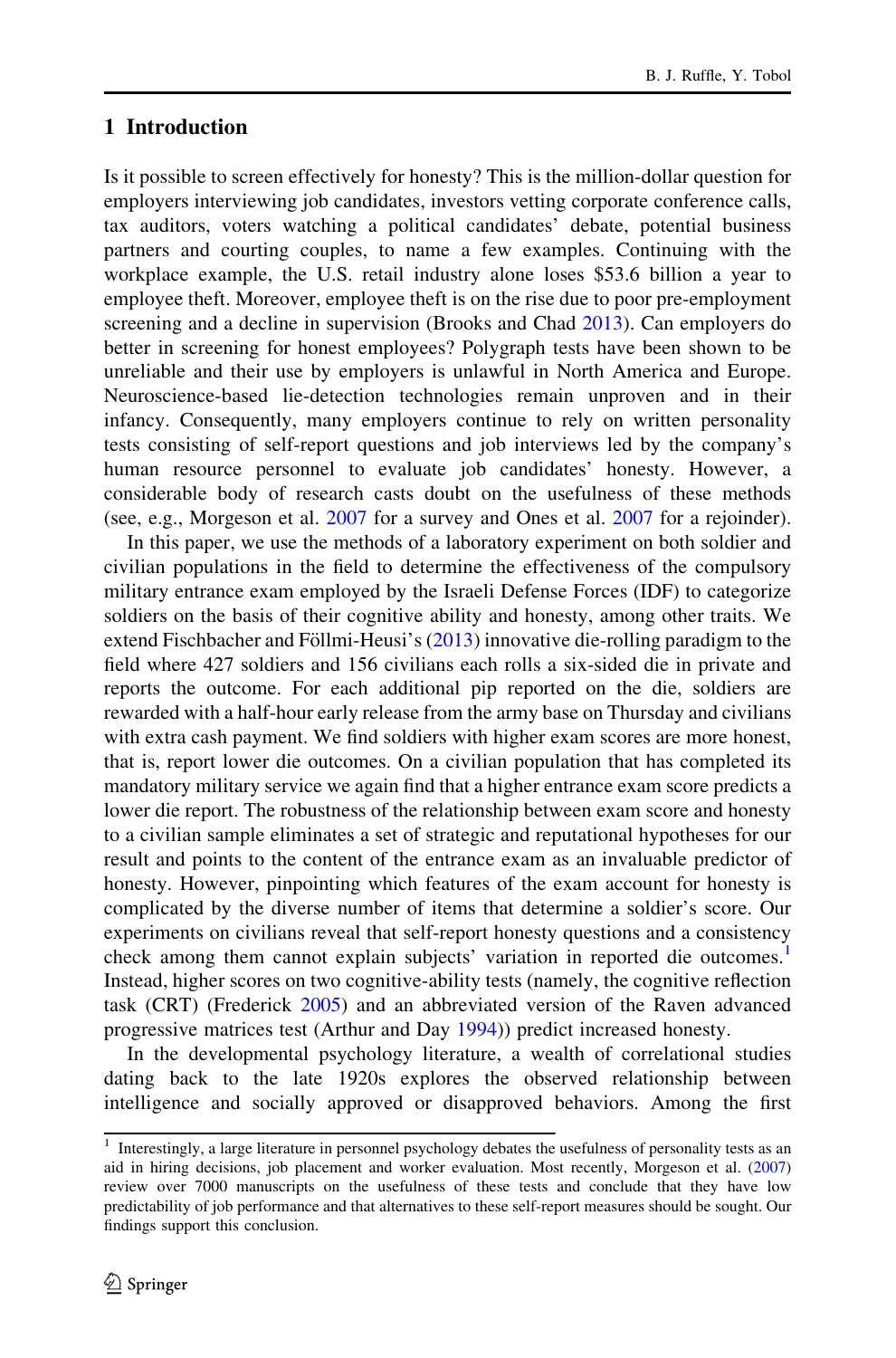## 1 Introduction

Is it possible to screen effectively for honesty? This is the million-dollar question for employers interviewing job candidates, investors vetting corporate conference calls, tax auditors, voters watching a political candidates' debate, potential business partners and courting couples, to name a few examples. Continuing with the workplace example, the U.S. retail industry alone loses $53.6 billion a year to employee theft. Moreover, employee theft is on the rise due to poor pre-employment screening and a decline in supervision (Brooks and Chad 2013). Can employers do better in screening for honest employees? Polygraph tests have been shown to be unreliable and their use by employers is unlawful in North America and Europe. Neuroscience-based lie-detection technologies remain unproven and in their infancy. Consequently, many employers continue to rely on written personality tests consisting of self-report questions and job interviews led by the company's human resource personnel to evaluate job candidates' honesty. However, a considerable body of research casts doubt on the usefulness of these methods (see, e.g., Morgeson et al. 2007 for a survey and Ones et al. 2007 for a rejoinder).

In this paper, we use the methods of a laboratory experiment on both soldier and civilian populations in the field to determine the effectiveness of the compulsory military entrance exam employed by the Israeli Defense Forces (IDF) to categorize soldiers on the basis of their cognitive ability and honesty, among other traits. We extend Fischbacher and Föllmi-Heusi's (2013) innovative die-rolling paradigm to the field where 427 soldiers and 156 civilians each rolls a six-sided die in private and reports the outcome. For each additional pip reported on the die, soldiers are rewarded with a half-hour early release from the army base on Thursday and civilians with extra cash payment. We find soldiers with higher exam scores are more honest, that is, report lower die outcomes. On a civilian population that has completed its mandatory military service we again find that a higher entrance exam score predicts a lower die report. The robustness of the relationship between exam score and honesty to a civilian sample eliminates a set of strategic and reputational hypotheses for our result and points to the content of the entrance exam as an invaluable predictor of honesty. However, pinpointing which features of the exam account for honesty is complicated by the diverse number of items that determine a soldier's score. Our experiments on civilians reveal that self-report honesty questions and a consistency check among them cannot explain subjects' variation in reported die outcomes.[1] Instead, higher scores on two cognitive-ability tests (namely, the cognitive reflection task (CRT) (Frederick 2005) and an abbreviated version of the Raven advanced progressive matrices test (Arthur and Day 1994)) predict increased honesty.

In the developmental psychology literature, a wealth of correlational studies dating back to the late 1920s explores the observed relationship between intelligence and socially approved or disapproved behaviors. Among the first

[1] Interestingly, a large literature in personnel psychology debates the usefulness of personality tests as an aid in hiring decisions, job placement and worker evaluation. Most recently, Morgeson et al. (2007) review over 7000 manuscripts on the usefulness of these tests and conclude that they have low predictability of job performance and that alternatives to these self-report measures should be sought. Our findings support this conclusion.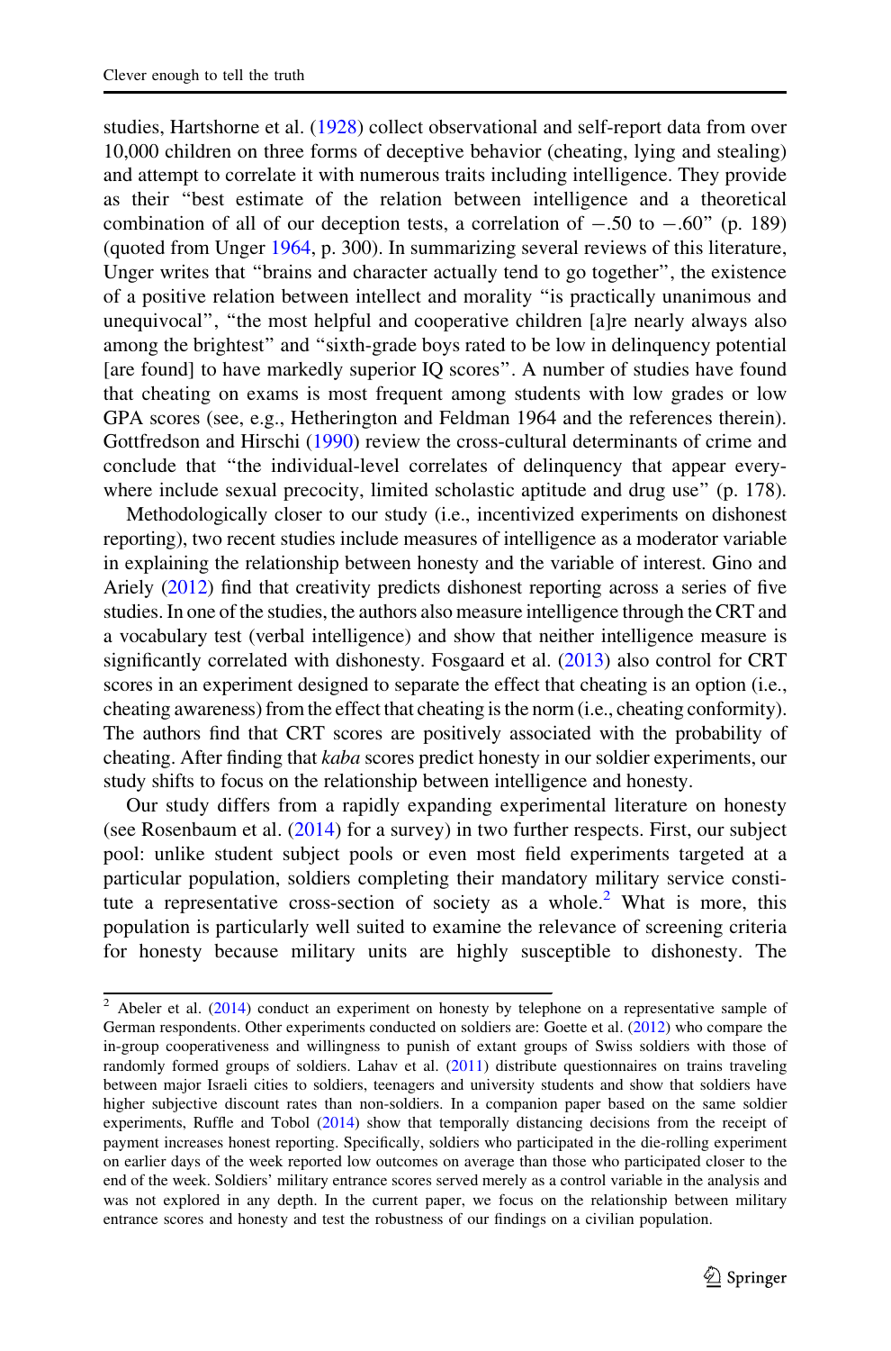studies, Hartshorne et al. (1928) collect observational and self-report data from over 10,000 children on three forms of deceptive behavior (cheating, lying and stealing) and attempt to correlate it with numerous traits including intelligence. They provide as their "best estimate of the relation between intelligence and a theoretical combination of all of our deception tests, a correlation of −.50 to −.60" (p. 189) (quoted from Unger 1964, p. 300). In summarizing several reviews of this literature, Unger writes that "brains and character actually tend to go together", the existence of a positive relation between intellect and morality "is practically unanimous and unequivocal", "the most helpful and cooperative children [a]re nearly always also among the brightest" and "sixth-grade boys rated to be low in delinquency potential [are found] to have markedly superior IQ scores". A number of studies have found that cheating on exams is most frequent among students with low grades or low GPA scores (see, e.g., Hetherington and Feldman 1964 and the references therein). Gottfredson and Hirschi (1990) review the cross-cultural determinants of crime and conclude that "the individual-level correlates of delinquency that appear everywhere include sexual precocity, limited scholastic aptitude and drug use" (p. 178).

Methodologically closer to our study (i.e., incentivized experiments on dishonest reporting), two recent studies include measures of intelligence as a moderator variable in explaining the relationship between honesty and the variable of interest. Gino and Ariely (2012) find that creativity predicts dishonest reporting across a series of five studies. In one of the studies, the authors also measure intelligence through the CRT and a vocabulary test (verbal intelligence) and show that neither intelligence measure is significantly correlated with dishonesty. Fosgaard et al. (2013) also control for CRT scores in an experiment designed to separate the effect that cheating is an option (i.e., cheating awareness) from the effect that cheating is the norm (i.e., cheating conformity). The authors find that CRT scores are positively associated with the probability of cheating. After finding that *kaba* scores predict honesty in our soldier experiments, our study shifts to focus on the relationship between intelligence and honesty.

Our study differs from a rapidly expanding experimental literature on honesty (see Rosenbaum et al. (2014) for a survey) in two further respects. First, our subject pool: unlike student subject pools or even most field experiments targeted at a particular population, soldiers completing their mandatory military service constitute a representative cross-section of society as a whole.[2] What is more, this population is particularly well suited to examine the relevance of screening criteria for honesty because military units are highly susceptible to dishonesty. The

---

[2] Abeler et al. (2014) conduct an experiment on honesty by telephone on a representative sample of German respondents. Other experiments conducted on soldiers are: Goette et al. (2012) who compare the in-group cooperativeness and willingness to punish of extant groups of Swiss soldiers with those of randomly formed groups of soldiers. Lahav et al. (2011) distribute questionnaires on trains traveling between major Israeli cities to soldiers, teenagers and university students and show that soldiers have higher subjective discount rates than non-soldiers. In a companion paper based on the same soldier experiments, Ruffle and Tobol (2014) show that temporally distancing decisions from the receipt of payment increases honest reporting. Specifically, soldiers who participated in the die-rolling experiment on earlier days of the week reported low outcomes on average than those who participated closer to the end of the week. Soldiers' military entrance scores served merely as a control variable in the analysis and was not explored in any depth. In the current paper, we focus on the relationship between military entrance scores and honesty and test the robustness of our findings on a civilian population.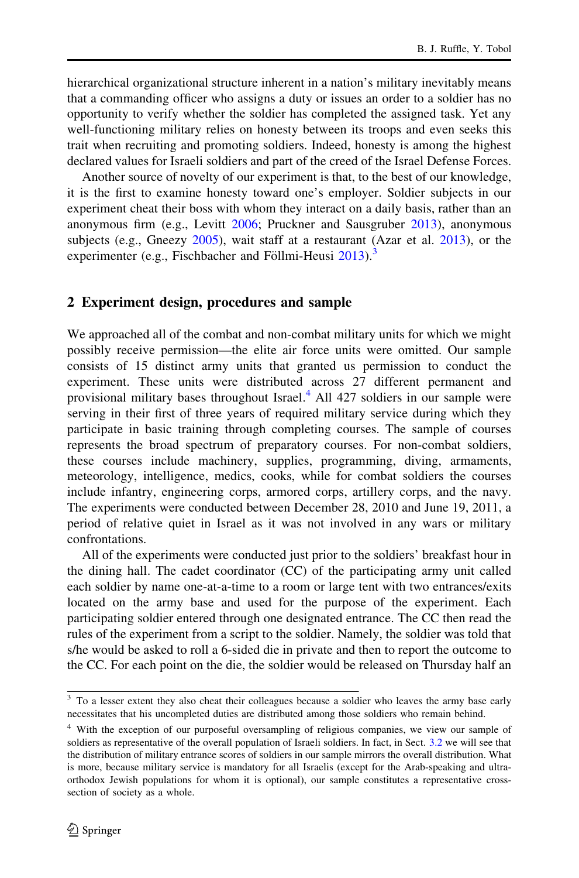hierarchical organizational structure inherent in a nation's military inevitably means that a commanding officer who assigns a duty or issues an order to a soldier has no opportunity to verify whether the soldier has completed the assigned task. Yet any well-functioning military relies on honesty between its troops and even seeks this trait when recruiting and promoting soldiers. Indeed, honesty is among the highest declared values for Israeli soldiers and part of the creed of the Israel Defense Forces.

Another source of novelty of our experiment is that, to the best of our knowledge, it is the first to examine honesty toward one's employer. Soldier subjects in our experiment cheat their boss with whom they interact on a daily basis, rather than an anonymous firm (e.g., Levitt 2006; Pruckner and Sausgruber 2013), anonymous subjects (e.g., Gneezy 2005), wait staff at a restaurant (Azar et al. 2013), or the experimenter (e.g., Fischbacher and Föllmi-Heusi 2013).[3]

## 2 Experiment design, procedures and sample

We approached all of the combat and non-combat military units for which we might possibly receive permission—the elite air force units were omitted. Our sample consists of 15 distinct army units that granted us permission to conduct the experiment. These units were distributed across 27 different permanent and provisional military bases throughout Israel.[4] All 427 soldiers in our sample were serving in their first of three years of required military service during which they participate in basic training through completing courses. The sample of courses represents the broad spectrum of preparatory courses. For non-combat soldiers, these courses include machinery, supplies, programming, diving, armaments, meteorology, intelligence, medics, cooks, while for combat soldiers the courses include infantry, engineering corps, armored corps, artillery corps, and the navy. The experiments were conducted between December 28, 2010 and June 19, 2011, a period of relative quiet in Israel as it was not involved in any wars or military confrontations.

All of the experiments were conducted just prior to the soldiers' breakfast hour in the dining hall. The cadet coordinator (CC) of the participating army unit called each soldier by name one-at-a-time to a room or large tent with two entrances/exits located on the army base and used for the purpose of the experiment. Each participating soldier entered through one designated entrance. The CC then read the rules of the experiment from a script to the soldier. Namely, the soldier was told that s/he would be asked to roll a 6-sided die in private and then to report the outcome to the CC. For each point on the die, the soldier would be released on Thursday half an

[3] To a lesser extent they also cheat their colleagues because a soldier who leaves the army base early necessitates that his uncompleted duties are distributed among those soldiers who remain behind.

[4] With the exception of our purposeful oversampling of religious companies, we view our sample of soldiers as representative of the overall population of Israeli soldiers. In fact, in Sect. 3.2 we will see that the distribution of military entrance scores of soldiers in our sample mirrors the overall distribution. What is more, because military service is mandatory for all Israelis (except for the Arab-speaking and ultra-orthodox Jewish populations for whom it is optional), our sample constitutes a representative cross-section of society as a whole.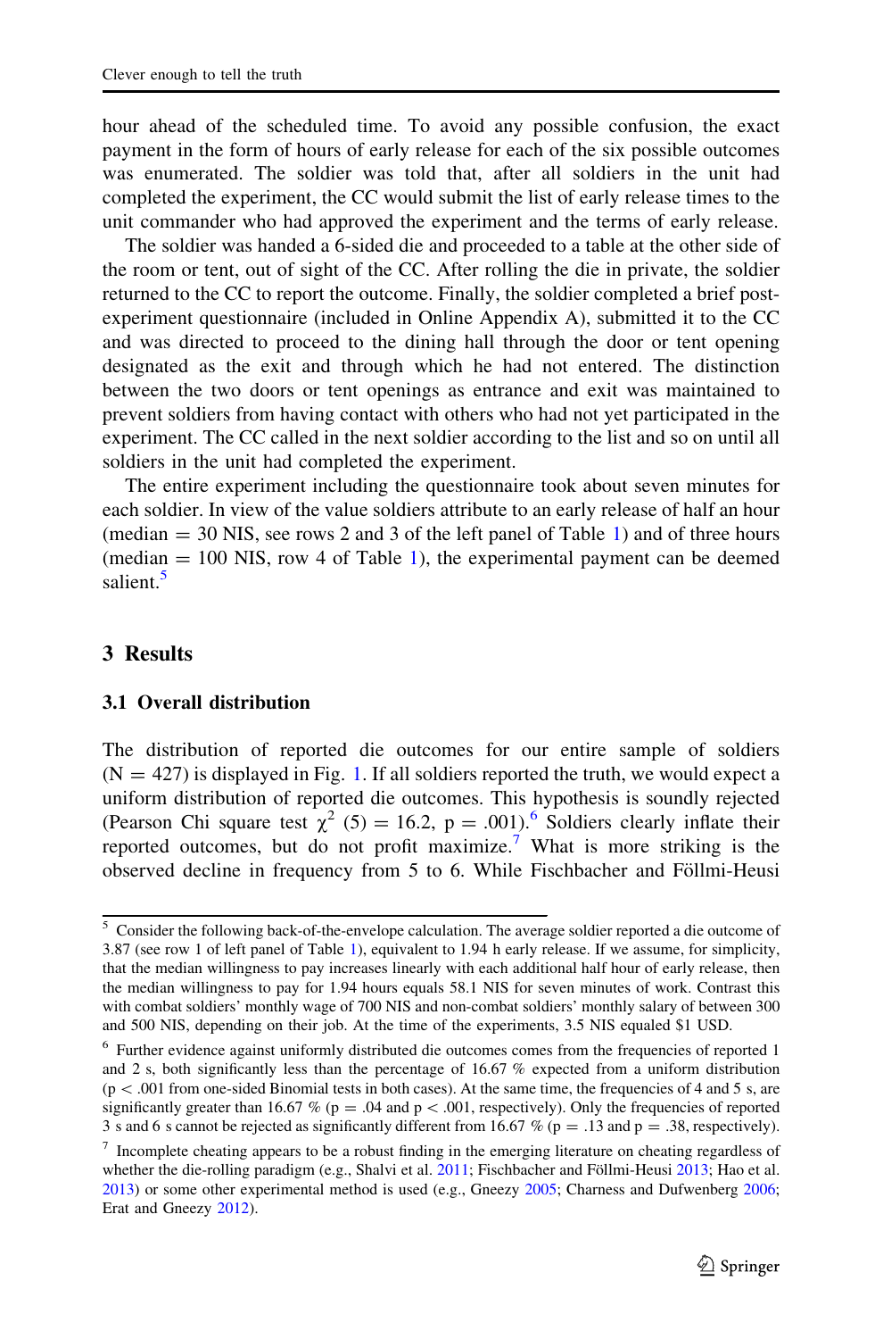hour ahead of the scheduled time. To avoid any possible confusion, the exact payment in the form of hours of early release for each of the six possible outcomes was enumerated. The soldier was told that, after all soldiers in the unit had completed the experiment, the CC would submit the list of early release times to the unit commander who had approved the experiment and the terms of early release.

The soldier was handed a 6-sided die and proceeded to a table at the other side of the room or tent, out of sight of the CC. After rolling the die in private, the soldier returned to the CC to report the outcome. Finally, the soldier completed a brief post-experiment questionnaire (included in Online Appendix A), submitted it to the CC and was directed to proceed to the dining hall through the door or tent opening designated as the exit and through which he had not entered. The distinction between the two doors or tent openings as entrance and exit was maintained to prevent soldiers from having contact with others who had not yet participated in the experiment. The CC called in the next soldier according to the list and so on until all soldiers in the unit had completed the experiment.

The entire experiment including the questionnaire took about seven minutes for each soldier. In view of the value soldiers attribute to an early release of half an hour (median = 30 NIS, see rows 2 and 3 of the left panel of Table 1) and of three hours (median = 100 NIS, row 4 of Table 1), the experimental payment can be deemed salient.[5]

## 3 Results

### 3.1 Overall distribution

The distribution of reported die outcomes for our entire sample of soldiers (N = 427) is displayed in Fig. 1. If all soldiers reported the truth, we would expect a uniform distribution of reported die outcomes. This hypothesis is soundly rejected (Pearson Chi square test $\chi^2$ (5) = 16.2, p = .001).[6] Soldiers clearly inflate their reported outcomes, but do not profit maximize.[7] What is more striking is the observed decline in frequency from 5 to 6. While Fischbacher and Föllmi-Heusi

---

[5] Consider the following back-of-the-envelope calculation. The average soldier reported a die outcome of 3.87 (see row 1 of left panel of Table 1), equivalent to 1.94 h early release. If we assume, for simplicity, that the median willingness to pay increases linearly with each additional half hour of early release, then the median willingness to pay for 1.94 hours equals 58.1 NIS for seven minutes of work. Contrast this with combat soldiers' monthly wage of 700 NIS and non-combat soldiers' monthly salary of between 300 and 500 NIS, depending on their job. At the time of the experiments, 3.5 NIS equaled $1 USD.

[6] Further evidence against uniformly distributed die outcomes comes from the frequencies of reported 1 and 2 s, both significantly less than the percentage of 16.67 % expected from a uniform distribution (p < .001 from one-sided Binomial tests in both cases). At the same time, the frequencies of 4 and 5 s, are significantly greater than 16.67 % (p = .04 and p < .001, respectively). Only the frequencies of reported 3 s and 6 s cannot be rejected as significantly different from 16.67 % (p = .13 and p = .38, respectively).

[7] Incomplete cheating appears to be a robust finding in the emerging literature on cheating regardless of whether the die-rolling paradigm (e.g., Shalvi et al. 2011; Fischbacher and Föllmi-Heusi 2013; Hao et al. 2013) or some other experimental method is used (e.g., Gneezy 2005; Charness and Dufwenberg 2006; Erat and Gneezy 2012).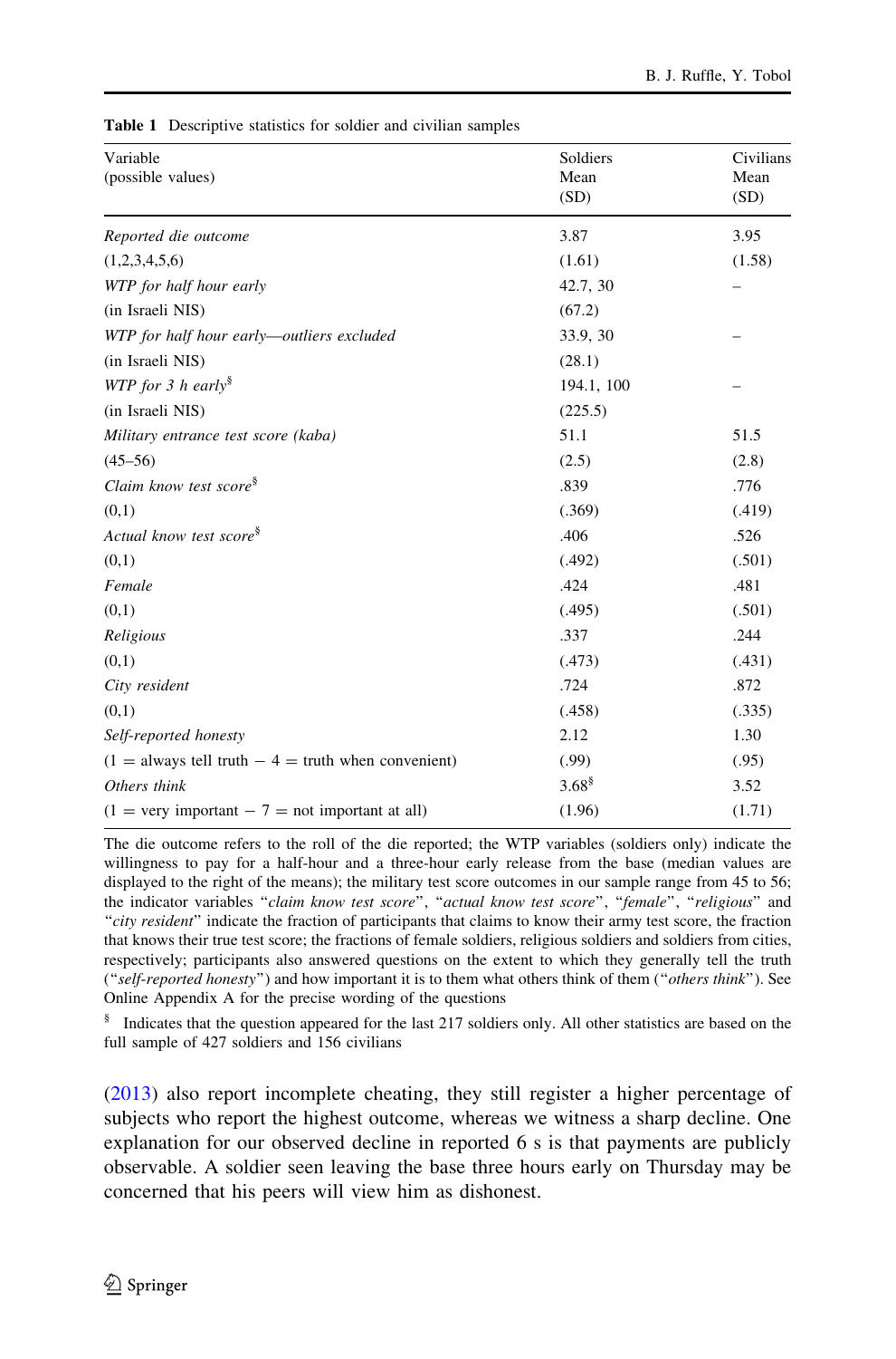**Table 1** Descriptive statistics for soldier and civilian samples

| Variable (possible values) | Soldiers Mean (SD) | Civilians Mean (SD) |
|---|---|---|
| *Reported die outcome* | 3.87 | 3.95 |
| (1,2,3,4,5,6) | (1.61) | (1.58) |
| *WTP for half hour early* | 42.7, 30 | – |
| (in Israeli NIS) | (67.2) | |
| *WTP for half hour early—outliers excluded* | 33.9, 30 | – |
| (in Israeli NIS) | (28.1) | |
| *WTP for 3 h early*[§] | 194.1, 100 | – |
| (in Israeli NIS) | (225.5) | |
| *Military entrance test score (kaba)* | 51.1 | 51.5 |
| (45–56) | (2.5) | (2.8) |
| *Claim know test score*[§] | .839 | .776 |
| (0,1) | (.369) | (.419) |
| *Actual know test score*[§] | .406 | .526 |
| (0,1) | (.492) | (.501) |
| *Female* | .424 | .481 |
| (0,1) | (.495) | (.501) |
| *Religious* | .337 | .244 |
| (0,1) | (.473) | (.431) |
| *City resident* | .724 | .872 |
| (0,1) | (.458) | (.335) |
| *Self-reported honesty* | 2.12 | 1.30 |
| (1 = always tell truth − 4 = truth when convenient) | (.99) | (.95) |
| *Others think* | 3.68[§] | 3.52 |
| (1 = very important − 7 = not important at all) | (1.96) | (1.71) |

The die outcome refers to the roll of the die reported; the WTP variables (soldiers only) indicate the willingness to pay for a half-hour and a three-hour early release from the base (median values are displayed to the right of the means); the military test score outcomes in our sample range from 45 to 56; the indicator variables "*claim know test score*", "*actual know test score*", "*female*", "*religious*" and "*city resident*" indicate the fraction of participants that claims to know their army test score, the fraction that knows their true test score; the fractions of female soldiers, religious soldiers and soldiers from cities, respectively; participants also answered questions on the extent to which they generally tell the truth ("*self-reported honesty*") and how important it is to them what others think of them ("*others think*"). See Online Appendix A for the precise wording of the questions

[§] Indicates that the question appeared for the last 217 soldiers only. All other statistics are based on the full sample of 427 soldiers and 156 civilians

(2013) also report incomplete cheating, they still register a higher percentage of subjects who report the highest outcome, whereas we witness a sharp decline. One explanation for our observed decline in reported 6 s is that payments are publicly observable. A soldier seen leaving the base three hours early on Thursday may be concerned that his peers will view him as dishonest.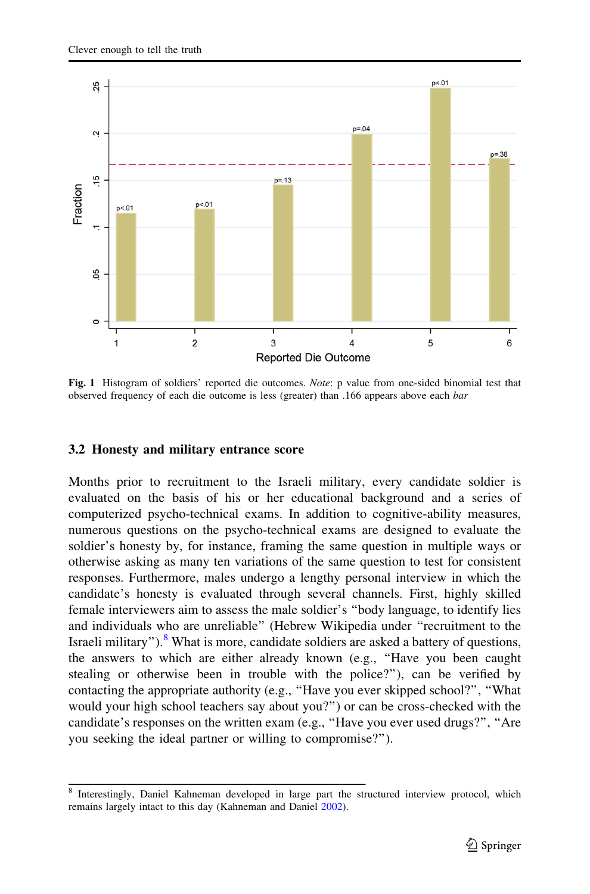**Fig. 1** Histogram of soldiers' reported die outcomes. *Note*: p value from one-sided binomial test that observed frequency of each die outcome is less (greater) than .166 appears above each *bar*

### 3.2 Honesty and military entrance score

Months prior to recruitment to the Israeli military, every candidate soldier is evaluated on the basis of his or her educational background and a series of computerized psycho-technical exams. In addition to cognitive-ability measures, numerous questions on the psycho-technical exams are designed to evaluate the soldier's honesty by, for instance, framing the same question in multiple ways or otherwise asking as many ten variations of the same question to test for consistent responses. Furthermore, males undergo a lengthy personal interview in which the candidate's honesty is evaluated through several channels. First, highly skilled female interviewers aim to assess the male soldier's "body language, to identify lies and individuals who are unreliable" (Hebrew Wikipedia under "recruitment to the Israeli military").[8] What is more, candidate soldiers are asked a battery of questions, the answers to which are either already known (e.g., "Have you been caught stealing or otherwise been in trouble with the police?"), can be verified by contacting the appropriate authority (e.g., "Have you ever skipped school?", "What would your high school teachers say about you?") or can be cross-checked with the candidate's responses on the written exam (e.g., "Have you ever used drugs?", "Are you seeking the ideal partner or willing to compromise?").

---

[8] Interestingly, Daniel Kahneman developed in large part the structured interview protocol, which remains largely intact to this day (Kahneman and Daniel 2002).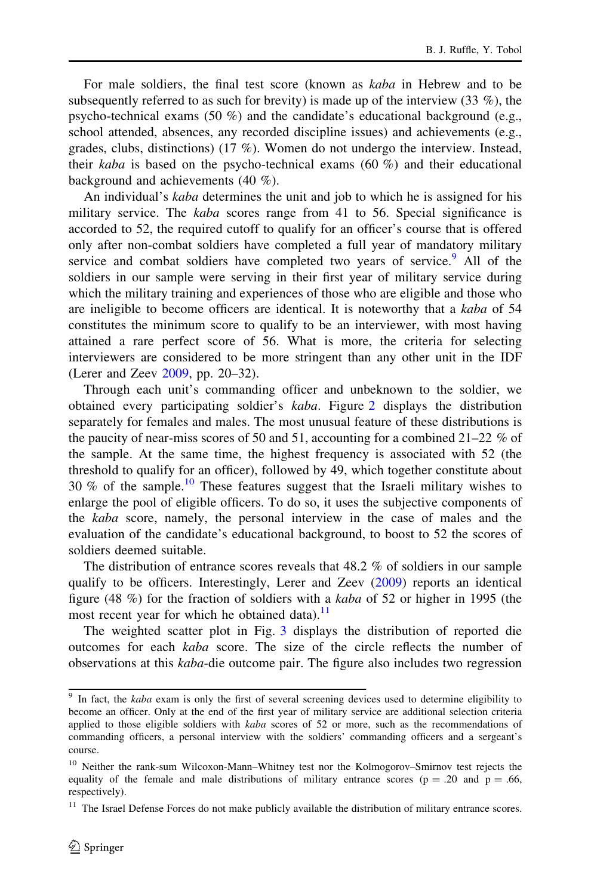For male soldiers, the final test score (known as *kaba* in Hebrew and to be subsequently referred to as such for brevity) is made up of the interview (33 %), the psycho-technical exams (50 %) and the candidate's educational background (e.g., school attended, absences, any recorded discipline issues) and achievements (e.g., grades, clubs, distinctions) (17 %). Women do not undergo the interview. Instead, their *kaba* is based on the psycho-technical exams (60 %) and their educational background and achievements (40 %).

An individual's *kaba* determines the unit and job to which he is assigned for his military service. The *kaba* scores range from 41 to 56. Special significance is accorded to 52, the required cutoff to qualify for an officer's course that is offered only after non-combat soldiers have completed a full year of mandatory military service and combat soldiers have completed two years of service.[9] All of the soldiers in our sample were serving in their first year of military service during which the military training and experiences of those who are eligible and those who are ineligible to become officers are identical. It is noteworthy that a *kaba* of 54 constitutes the minimum score to qualify to be an interviewer, with most having attained a rare perfect score of 56. What is more, the criteria for selecting interviewers are considered to be more stringent than any other unit in the IDF (Lerer and Zeev 2009, pp. 20–32).

Through each unit's commanding officer and unbeknown to the soldier, we obtained every participating soldier's *kaba*. Figure 2 displays the distribution separately for females and males. The most unusual feature of these distributions is the paucity of near-miss scores of 50 and 51, accounting for a combined 21–22 % of the sample. At the same time, the highest frequency is associated with 52 (the threshold to qualify for an officer), followed by 49, which together constitute about 30 % of the sample.[10] These features suggest that the Israeli military wishes to enlarge the pool of eligible officers. To do so, it uses the subjective components of the *kaba* score, namely, the personal interview in the case of males and the evaluation of the candidate's educational background, to boost to 52 the scores of soldiers deemed suitable.

The distribution of entrance scores reveals that 48.2 % of soldiers in our sample qualify to be officers. Interestingly, Lerer and Zeev (2009) reports an identical figure (48 %) for the fraction of soldiers with a *kaba* of 52 or higher in 1995 (the most recent year for which he obtained data).[11]

The weighted scatter plot in Fig. 3 displays the distribution of reported die outcomes for each *kaba* score. The size of the circle reflects the number of observations at this *kaba*-die outcome pair. The figure also includes two regression

---

[9] In fact, the *kaba* exam is only the first of several screening devices used to determine eligibility to become an officer. Only at the end of the first year of military service are additional selection criteria applied to those eligible soldiers with *kaba* scores of 52 or more, such as the recommendations of commanding officers, a personal interview with the soldiers' commanding officers and a sergeant's course.

[10] Neither the rank-sum Wilcoxon-Mann–Whitney test nor the Kolmogorov–Smirnov test rejects the equality of the female and male distributions of military entrance scores ($p = .20$ and $p = .66$, respectively).

[11] The Israel Defense Forces do not make publicly available the distribution of military entrance scores.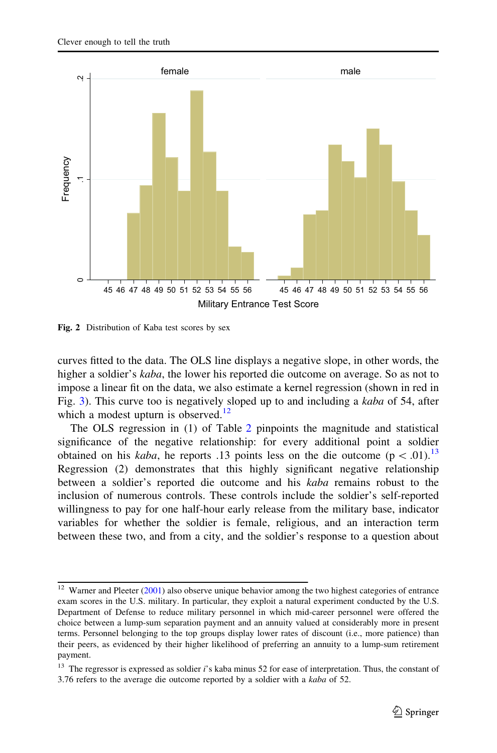Fig. 2 Distribution of Kaba test scores by sex

curves fitted to the data. The OLS line displays a negative slope, in other words, the higher a soldier's *kaba*, the lower his reported die outcome on average. So as not to impose a linear fit on the data, we also estimate a kernel regression (shown in red in Fig. 3). This curve too is negatively sloped up to and including a *kaba* of 54, after which a modest upturn is observed.[12]

The OLS regression in (1) of Table 2 pinpoints the magnitude and statistical significance of the negative relationship: for every additional point a soldier obtained on his *kaba*, he reports .13 points less on the die outcome ($p < .01$).[13] Regression (2) demonstrates that this highly significant negative relationship between a soldier's reported die outcome and his *kaba* remains robust to the inclusion of numerous controls. These controls include the soldier's self-reported willingness to pay for one half-hour early release from the military base, indicator variables for whether the soldier is female, religious, and an interaction term between these two, and from a city, and the soldier's response to a question about

[12] Warner and Pleeter (2001) also observe unique behavior among the two highest categories of entrance exam scores in the U.S. military. In particular, they exploit a natural experiment conducted by the U.S. Department of Defense to reduce military personnel in which mid-career personnel were offered the choice between a lump-sum separation payment and an annuity valued at considerably more in present terms. Personnel belonging to the top groups display lower rates of discount (i.e., more patience) than their peers, as evidenced by their higher likelihood of preferring an annuity to a lump-sum retirement payment.

[13] The regressor is expressed as soldier $i$'s kaba minus 52 for ease of interpretation. Thus, the constant of 3.76 refers to the average die outcome reported by a soldier with a *kaba* of 52.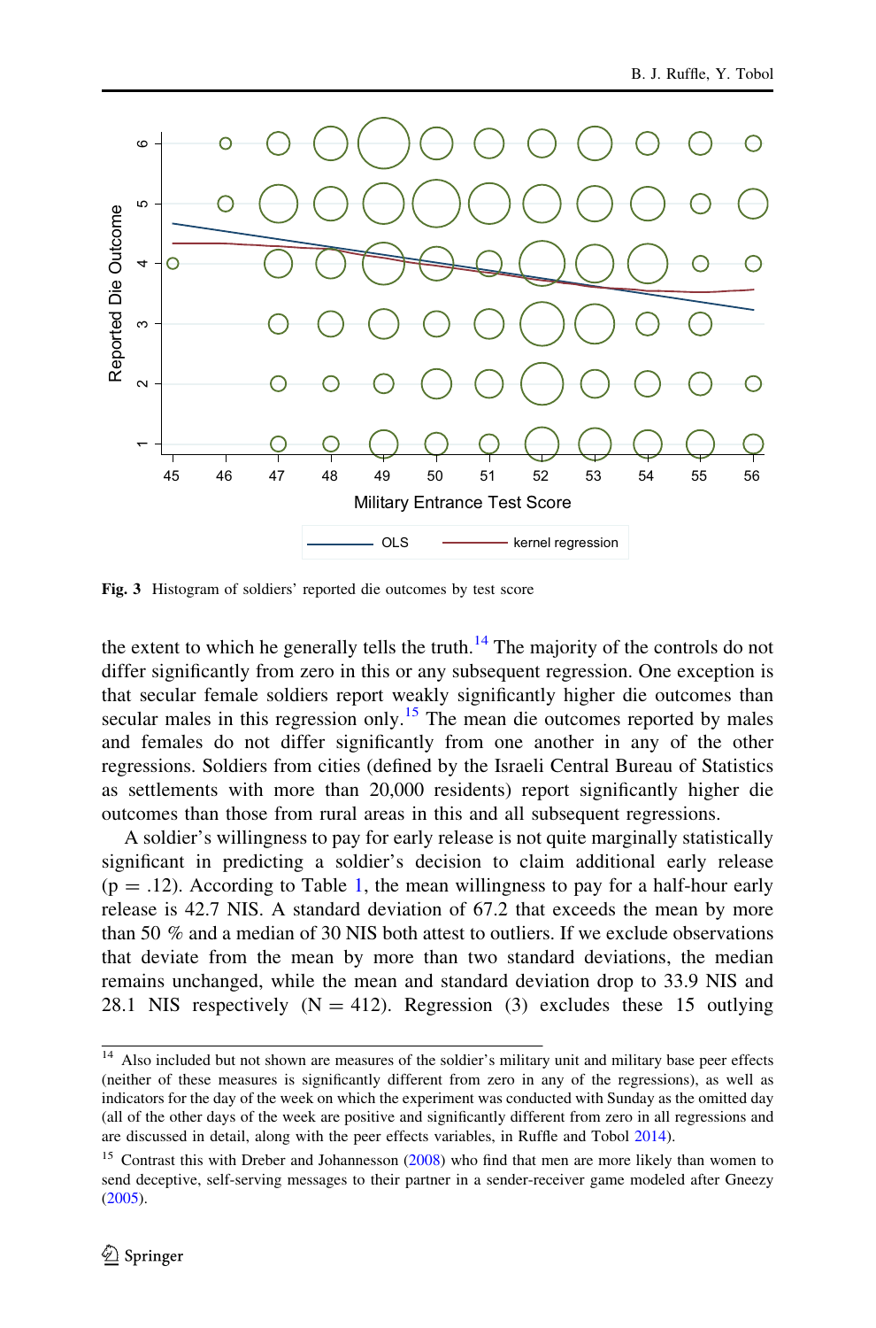Fig. 3 Histogram of soldiers' reported die outcomes by test score

the extent to which he generally tells the truth.[14] The majority of the controls do not differ significantly from zero in this or any subsequent regression. One exception is that secular female soldiers report weakly significantly higher die outcomes than secular males in this regression only.[15] The mean die outcomes reported by males and females do not differ significantly from one another in any of the other regressions. Soldiers from cities (defined by the Israeli Central Bureau of Statistics as settlements with more than 20,000 residents) report significantly higher die outcomes than those from rural areas in this and all subsequent regressions.

A soldier's willingness to pay for early release is not quite marginally statistically significant in predicting a soldier's decision to claim additional early release ($p = .12$). According to Table 1, the mean willingness to pay for a half-hour early release is 42.7 NIS. A standard deviation of 67.2 that exceeds the mean by more than 50 % and a median of 30 NIS both attest to outliers. If we exclude observations that deviate from the mean by more than two standard deviations, the median remains unchanged, while the mean and standard deviation drop to 33.9 NIS and 28.1 NIS respectively ($N = 412$). Regression (3) excludes these 15 outlying

[14] Also included but not shown are measures of the soldier's military unit and military base peer effects (neither of these measures is significantly different from zero in any of the regressions), as well as indicators for the day of the week on which the experiment was conducted with Sunday as the omitted day (all of the other days of the week are positive and significantly different from zero in all regressions and are discussed in detail, along with the peer effects variables, in Ruffle and Tobol 2014).

[15] Contrast this with Dreber and Johannesson (2008) who find that men are more likely than women to send deceptive, self-serving messages to their partner in a sender-receiver game modeled after Gneezy (2005).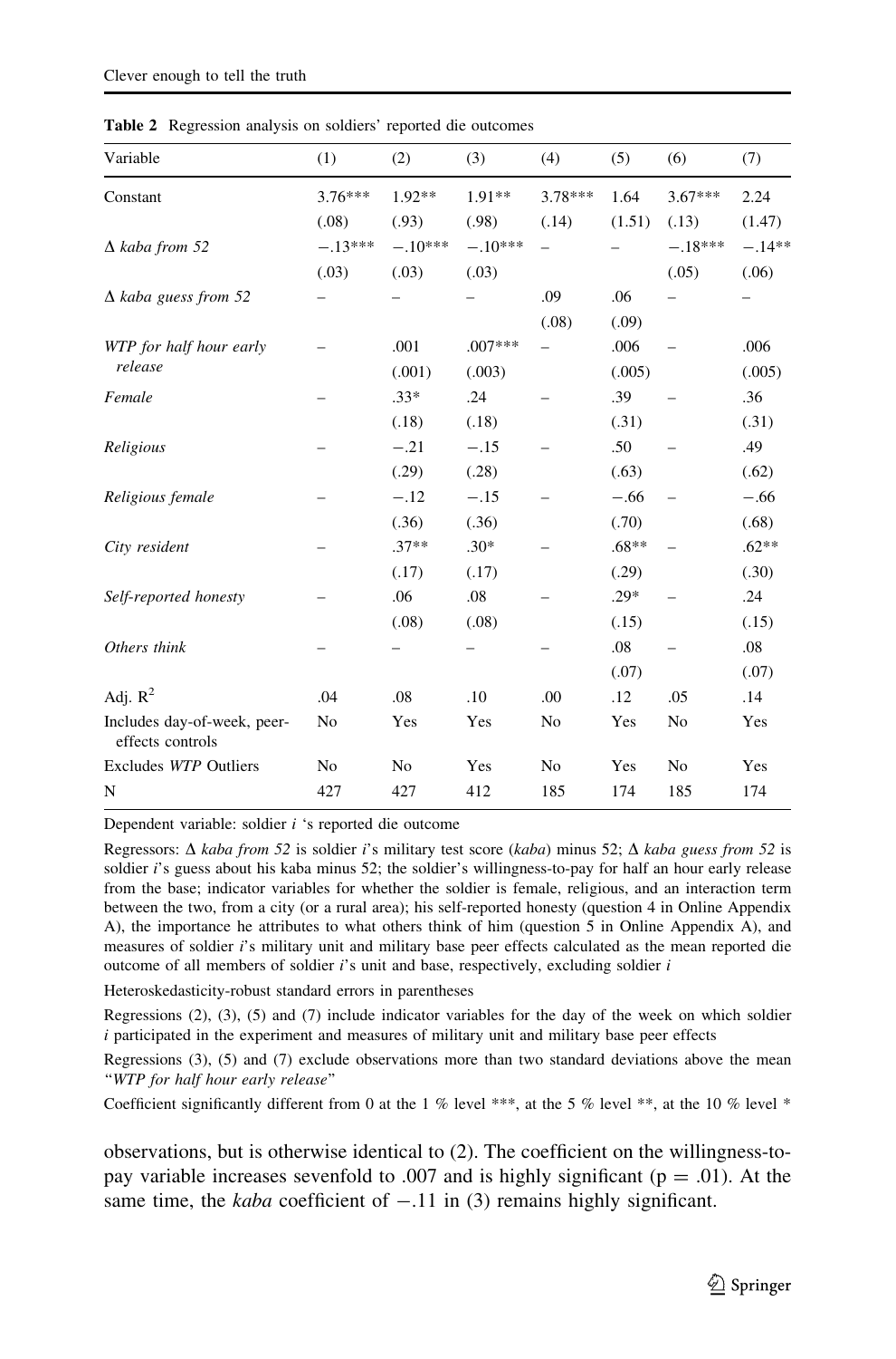**Table 2** Regression analysis on soldiers' reported die outcomes

| Variable | (1) | (2) | (3) | (4) | (5) | (6) | (7) |
|---|---|---|---|---|---|---|---|
| Constant | 3.76*** | 1.92** | 1.91** | 3.78*** | 1.64 | 3.67*** | 2.24 |
| | (.08) | (.93) | (.98) | (.14) | (1.51) | (.13) | (1.47) |
| *Δ kaba from 52* | −.13*** | −.10*** | −.10*** | – | – | −.18*** | −.14** |
| | (.03) | (.03) | (.03) | | | (.05) | (.06) |
| *Δ kaba guess from 52* | – | – | – | .09 | .06 | – | – |
| | | | | (.08) | (.09) | | |
| *WTP for half hour early release* | – | .001 | .007*** | – | .006 | – | .006 |
| | | (.001) | (.003) | | (.005) | | (.005) |
| *Female* | – | .33* | .24 | – | .39 | – | .36 |
| | | (.18) | (.18) | | (.31) | | (.31) |
| *Religious* | – | −.21 | −.15 | – | .50 | – | .49 |
| | | (.29) | (.28) | | (.63) | | (.62) |
| *Religious female* | – | −.12 | −.15 | – | −.66 | – | −.66 |
| | | (.36) | (.36) | | (.70) | | (.68) |
| *City resident* | – | .37** | .30* | – | .68** | – | .62** |
| | | (.17) | (.17) | | (.29) | | (.30) |
| *Self-reported honesty* | – | .06 | .08 | – | .29* | – | .24 |
| | | (.08) | (.08) | | (.15) | | (.15) |
| *Others think* | – | – | – | – | .08 | – | .08 |
| | | | | | (.07) | | (.07) |
| Adj. $R^2$ | .04 | .08 | .10 | .00 | .12 | .05 | .14 |
| Includes day-of-week, peer-effects controls | No | Yes | Yes | No | Yes | No | Yes |
| Excludes *WTP* Outliers | No | No | Yes | No | Yes | No | Yes |
| N | 427 | 427 | 412 | 185 | 174 | 185 | 174 |

Dependent variable: soldier *i* 's reported die outcome

Regressors: *Δ kaba from 52* is soldier *i*'s military test score (*kaba*) minus 52; *Δ kaba guess from 52* is soldier *i*'s guess about his kaba minus 52; the soldier's willingness-to-pay for half an hour early release from the base; indicator variables for whether the soldier is female, religious, and an interaction term between the two, from a city (or a rural area); his self-reported honesty (question 4 in Online Appendix A), the importance he attributes to what others think of him (question 5 in Online Appendix A), and measures of soldier *i*'s military unit and military base peer effects calculated as the mean reported die outcome of all members of soldier *i*'s unit and base, respectively, excluding soldier *i*

Heteroskedasticity-robust standard errors in parentheses

Regressions (2), (3), (5) and (7) include indicator variables for the day of the week on which soldier *i* participated in the experiment and measures of military unit and military base peer effects

Regressions (3), (5) and (7) exclude observations more than two standard deviations above the mean "*WTP for half hour early release*"

Coefficient significantly different from 0 at the 1 % level ***, at the 5 % level **, at the 10 % level *

observations, but is otherwise identical to (2). The coefficient on the willingness-to-pay variable increases sevenfold to .007 and is highly significant ($p = .01$). At the same time, the *kaba* coefficient of −.11 in (3) remains highly significant.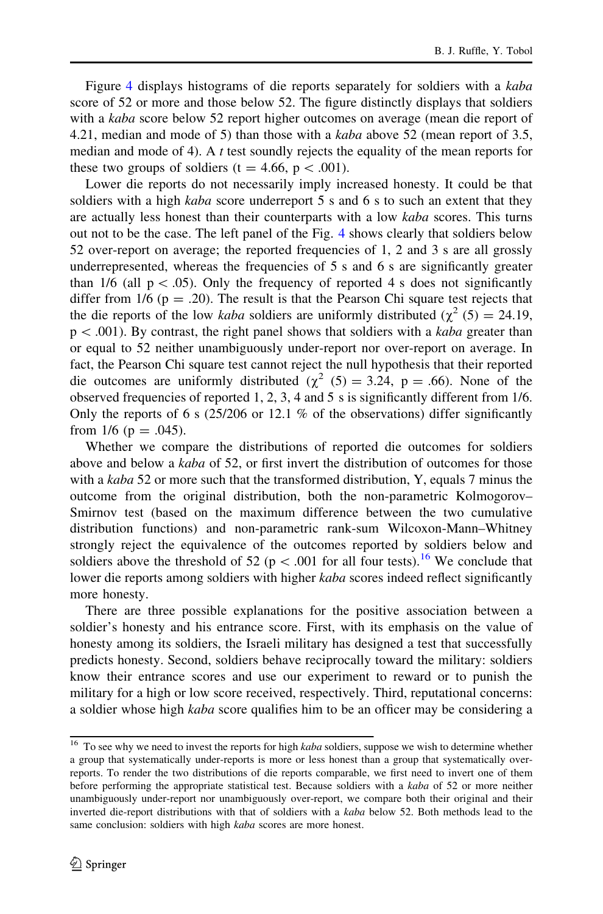Figure 4 displays histograms of die reports separately for soldiers with a *kaba* score of 52 or more and those below 52. The figure distinctly displays that soldiers with a *kaba* score below 52 report higher outcomes on average (mean die report of 4.21, median and mode of 5) than those with a *kaba* above 52 (mean report of 3.5, median and mode of 4). A *t* test soundly rejects the equality of the mean reports for these two groups of soldiers ($t = 4.66$, $p < .001$).

Lower die reports do not necessarily imply increased honesty. It could be that soldiers with a high *kaba* score underreport 5 s and 6 s to such an extent that they are actually less honest than their counterparts with a low *kaba* scores. This turns out not to be the case. The left panel of the Fig. 4 shows clearly that soldiers below 52 over-report on average; the reported frequencies of 1, 2 and 3 s are all grossly underrepresented, whereas the frequencies of 5 s and 6 s are significantly greater than 1/6 (all $p < .05$). Only the frequency of reported 4 s does not significantly differ from 1/6 ($p = .20$). The result is that the Pearson Chi square test rejects that the die reports of the low *kaba* soldiers are uniformly distributed ($\chi^2$ (5) = 24.19, $p < .001$). By contrast, the right panel shows that soldiers with a *kaba* greater than or equal to 52 neither unambiguously under-report nor over-report on average. In fact, the Pearson Chi square test cannot reject the null hypothesis that their reported die outcomes are uniformly distributed ($\chi^2$ (5) = 3.24, $p = .66$). None of the observed frequencies of reported 1, 2, 3, 4 and 5 s is significantly different from 1/6. Only the reports of 6 s (25/206 or 12.1 % of the observations) differ significantly from 1/6 ($p = .045$).

Whether we compare the distributions of reported die outcomes for soldiers above and below a *kaba* of 52, or first invert the distribution of outcomes for those with a *kaba* 52 or more such that the transformed distribution, Y, equals 7 minus the outcome from the original distribution, both the non-parametric Kolmogorov–Smirnov test (based on the maximum difference between the two cumulative distribution functions) and non-parametric rank-sum Wilcoxon-Mann–Whitney strongly reject the equivalence of the outcomes reported by soldiers below and soldiers above the threshold of 52 ($p < .001$ for all four tests).[16] We conclude that lower die reports among soldiers with higher *kaba* scores indeed reflect significantly more honesty.

There are three possible explanations for the positive association between a soldier's honesty and his entrance score. First, with its emphasis on the value of honesty among its soldiers, the Israeli military has designed a test that successfully predicts honesty. Second, soldiers behave reciprocally toward the military: soldiers know their entrance scores and use our experiment to reward or to punish the military for a high or low score received, respectively. Third, reputational concerns: a soldier whose high *kaba* score qualifies him to be an officer may be considering a

---

[16] To see why we need to invest the reports for high *kaba* soldiers, suppose we wish to determine whether a group that systematically under-reports is more or less honest than a group that systematically over-reports. To render the two distributions of die reports comparable, we first need to invert one of them before performing the appropriate statistical test. Because soldiers with a *kaba* of 52 or more neither unambiguously under-report nor unambiguously over-report, we compare both their original and their inverted die-report distributions with that of soldiers with a *kaba* below 52. Both methods lead to the same conclusion: soldiers with high *kaba* scores are more honest.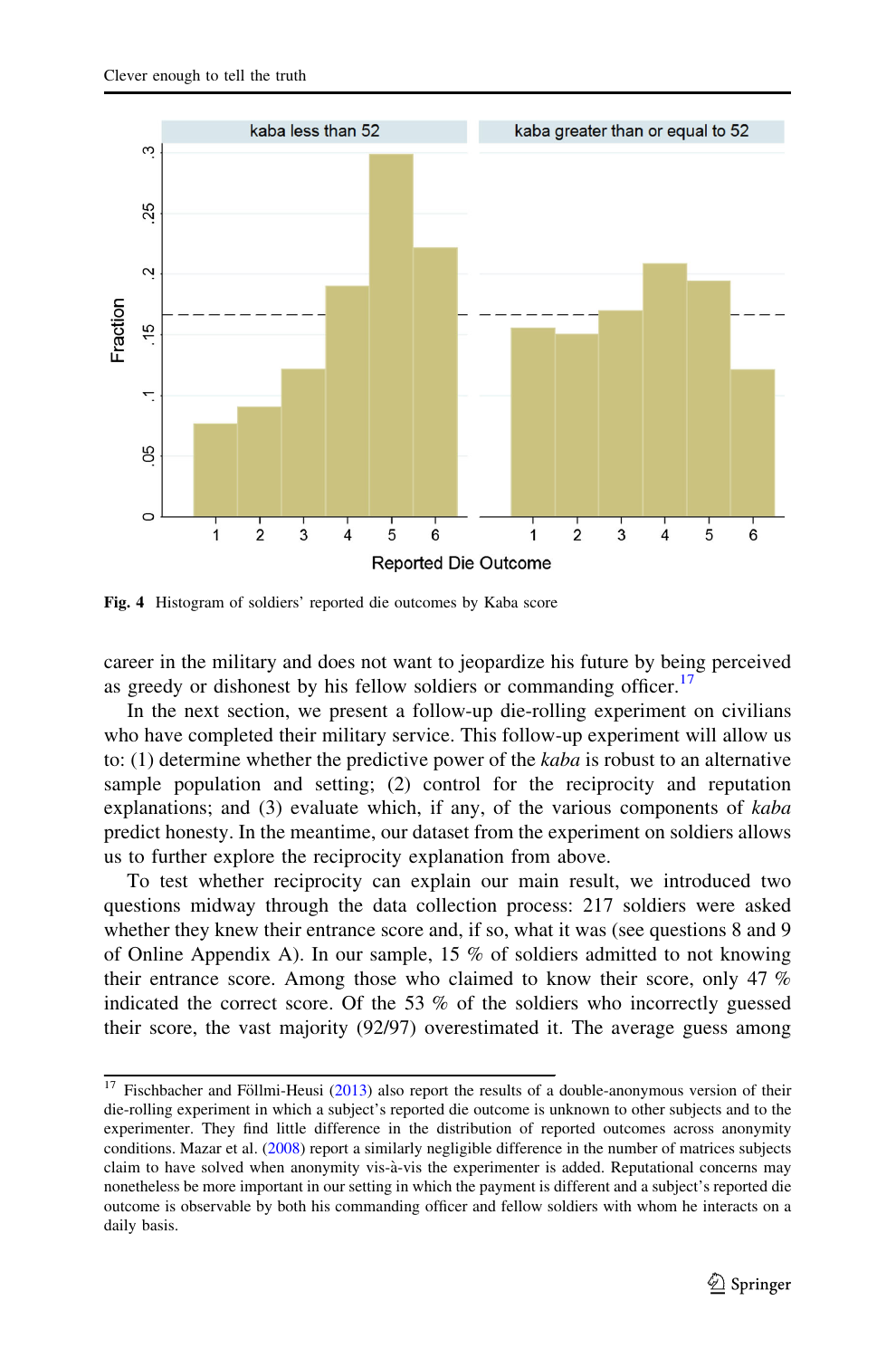**Fig. 4** Histogram of soldiers' reported die outcomes by Kaba score

career in the military and does not want to jeopardize his future by being perceived as greedy or dishonest by his fellow soldiers or commanding officer.[17]

In the next section, we present a follow-up die-rolling experiment on civilians who have completed their military service. This follow-up experiment will allow us to: (1) determine whether the predictive power of the *kaba* is robust to an alternative sample population and setting; (2) control for the reciprocity and reputation explanations; and (3) evaluate which, if any, of the various components of *kaba* predict honesty. In the meantime, our dataset from the experiment on soldiers allows us to further explore the reciprocity explanation from above.

To test whether reciprocity can explain our main result, we introduced two questions midway through the data collection process: 217 soldiers were asked whether they knew their entrance score and, if so, what it was (see questions 8 and 9 of Online Appendix A). In our sample, 15 % of soldiers admitted to not knowing their entrance score. Among those who claimed to know their score, only 47 % indicated the correct score. Of the 53 % of the soldiers who incorrectly guessed their score, the vast majority (92/97) overestimated it. The average guess among

---

[17] Fischbacher and Föllmi-Heusi (2013) also report the results of a double-anonymous version of their die-rolling experiment in which a subject's reported die outcome is unknown to other subjects and to the experimenter. They find little difference in the distribution of reported outcomes across anonymity conditions. Mazar et al. (2008) report a similarly negligible difference in the number of matrices subjects claim to have solved when anonymity vis-à-vis the experimenter is added. Reputational concerns may nonetheless be more important in our setting in which the payment is different and a subject's reported die outcome is observable by both his commanding officer and fellow soldiers with whom he interacts on a daily basis.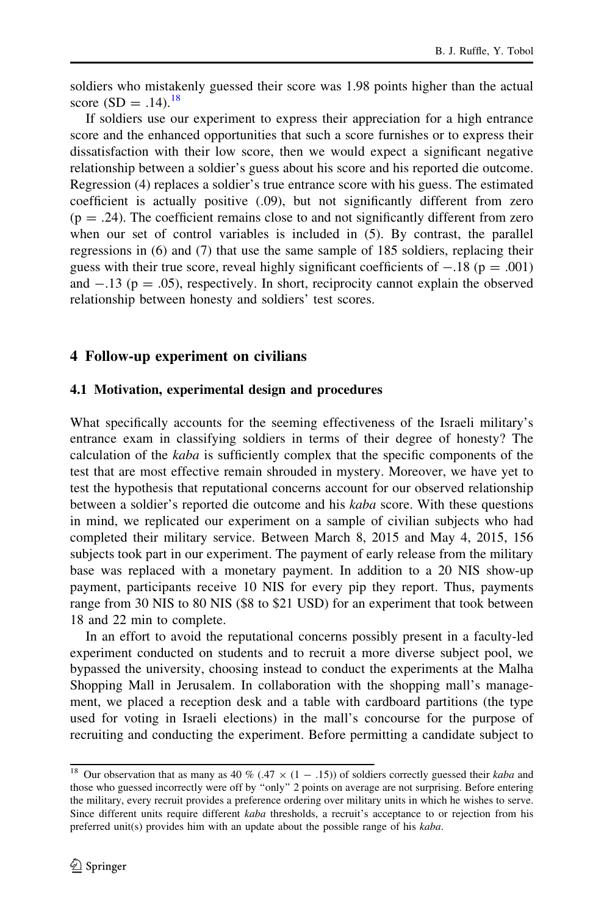soldiers who mistakenly guessed their score was 1.98 points higher than the actual score (SD = .14).[18]

If soldiers use our experiment to express their appreciation for a high entrance score and the enhanced opportunities that such a score furnishes or to express their dissatisfaction with their low score, then we would expect a significant negative relationship between a soldier's guess about his score and his reported die outcome. Regression (4) replaces a soldier's true entrance score with his guess. The estimated coefficient is actually positive (.09), but not significantly different from zero ($p = .24$). The coefficient remains close to and not significantly different from zero when our set of control variables is included in (5). By contrast, the parallel regressions in (6) and (7) that use the same sample of 185 soldiers, replacing their guess with their true score, reveal highly significant coefficients of −.18 ($p = .001$) and −.13 ($p = .05$), respectively. In short, reciprocity cannot explain the observed relationship between honesty and soldiers' test scores.

## 4 Follow-up experiment on civilians

### 4.1 Motivation, experimental design and procedures

What specifically accounts for the seeming effectiveness of the Israeli military's entrance exam in classifying soldiers in terms of their degree of honesty? The calculation of the *kaba* is sufficiently complex that the specific components of the test that are most effective remain shrouded in mystery. Moreover, we have yet to test the hypothesis that reputational concerns account for our observed relationship between a soldier's reported die outcome and his *kaba* score. With these questions in mind, we replicated our experiment on a sample of civilian subjects who had completed their military service. Between March 8, 2015 and May 4, 2015, 156 subjects took part in our experiment. The payment of early release from the military base was replaced with a monetary payment. In addition to a 20 NIS show-up payment, participants receive 10 NIS for every pip they report. Thus, payments range from 30 NIS to 80 NIS ($8 to $21 USD) for an experiment that took between 18 and 22 min to complete.

In an effort to avoid the reputational concerns possibly present in a faculty-led experiment conducted on students and to recruit a more diverse subject pool, we bypassed the university, choosing instead to conduct the experiments at the Malha Shopping Mall in Jerusalem. In collaboration with the shopping mall's management, we placed a reception desk and a table with cardboard partitions (the type used for voting in Israeli elections) in the mall's concourse for the purpose of recruiting and conducting the experiment. Before permitting a candidate subject to

---

[18] Our observation that as many as 40 % (.47 × (1 − .15)) of soldiers correctly guessed their *kaba* and those who guessed incorrectly were off by "only" 2 points on average are not surprising. Before entering the military, every recruit provides a preference ordering over military units in which he wishes to serve. Since different units require different *kaba* thresholds, a recruit's acceptance to or rejection from his preferred unit(s) provides him with an update about the possible range of his *kaba*.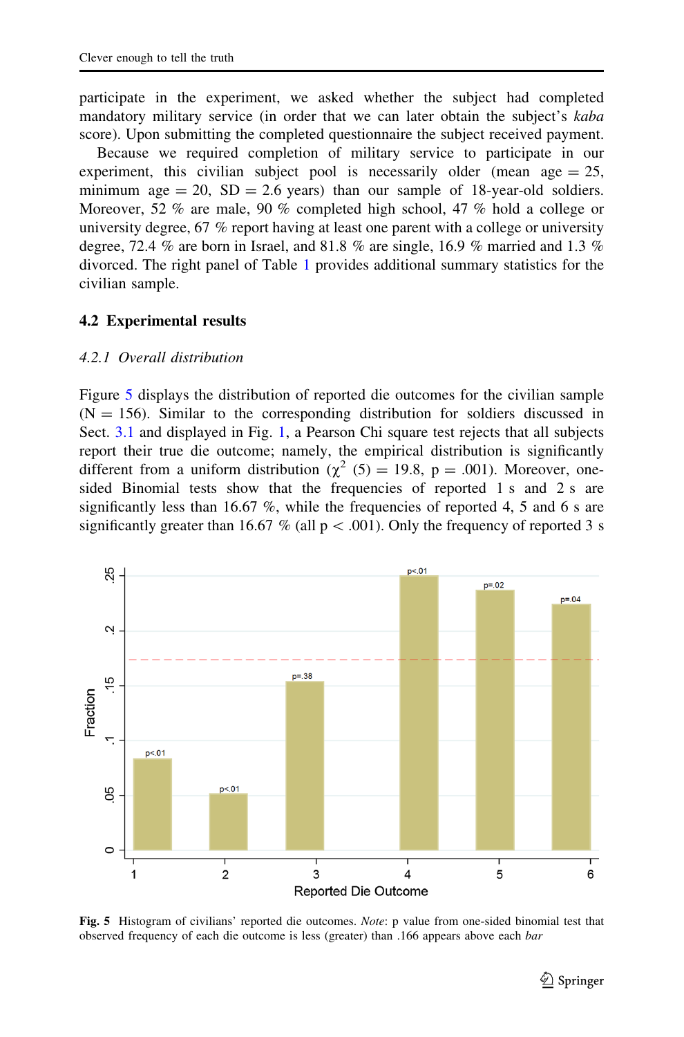participate in the experiment, we asked whether the subject had completed mandatory military service (in order that we can later obtain the subject's *kaba* score). Upon submitting the completed questionnaire the subject received payment.

Because we required completion of military service to participate in our experiment, this civilian subject pool is necessarily older (mean age = 25, minimum age = 20, SD = 2.6 years) than our sample of 18-year-old soldiers. Moreover, 52 % are male, 90 % completed high school, 47 % hold a college or university degree, 67 % report having at least one parent with a college or university degree, 72.4 % are born in Israel, and 81.8 % are single, 16.9 % married and 1.3 % divorced. The right panel of Table 1 provides additional summary statistics for the civilian sample.

### 4.2 Experimental results

#### *4.2.1 Overall distribution*

Figure 5 displays the distribution of reported die outcomes for the civilian sample (N = 156). Similar to the corresponding distribution for soldiers discussed in Sect. 3.1 and displayed in Fig. 1, a Pearson Chi square test rejects that all subjects report their true die outcome; namely, the empirical distribution is significantly different from a uniform distribution ($\chi^2$ (5) = 19.8, p = .001). Moreover, one-sided Binomial tests show that the frequencies of reported 1 s and 2 s are significantly less than 16.67 %, while the frequencies of reported 4, 5 and 6 s are significantly greater than 16.67 % (all p < .001). Only the frequency of reported 3 s

**Fig. 5** Histogram of civilians' reported die outcomes. *Note*: p value from one-sided binomial test that observed frequency of each die outcome is less (greater) than .166 appears above each *bar*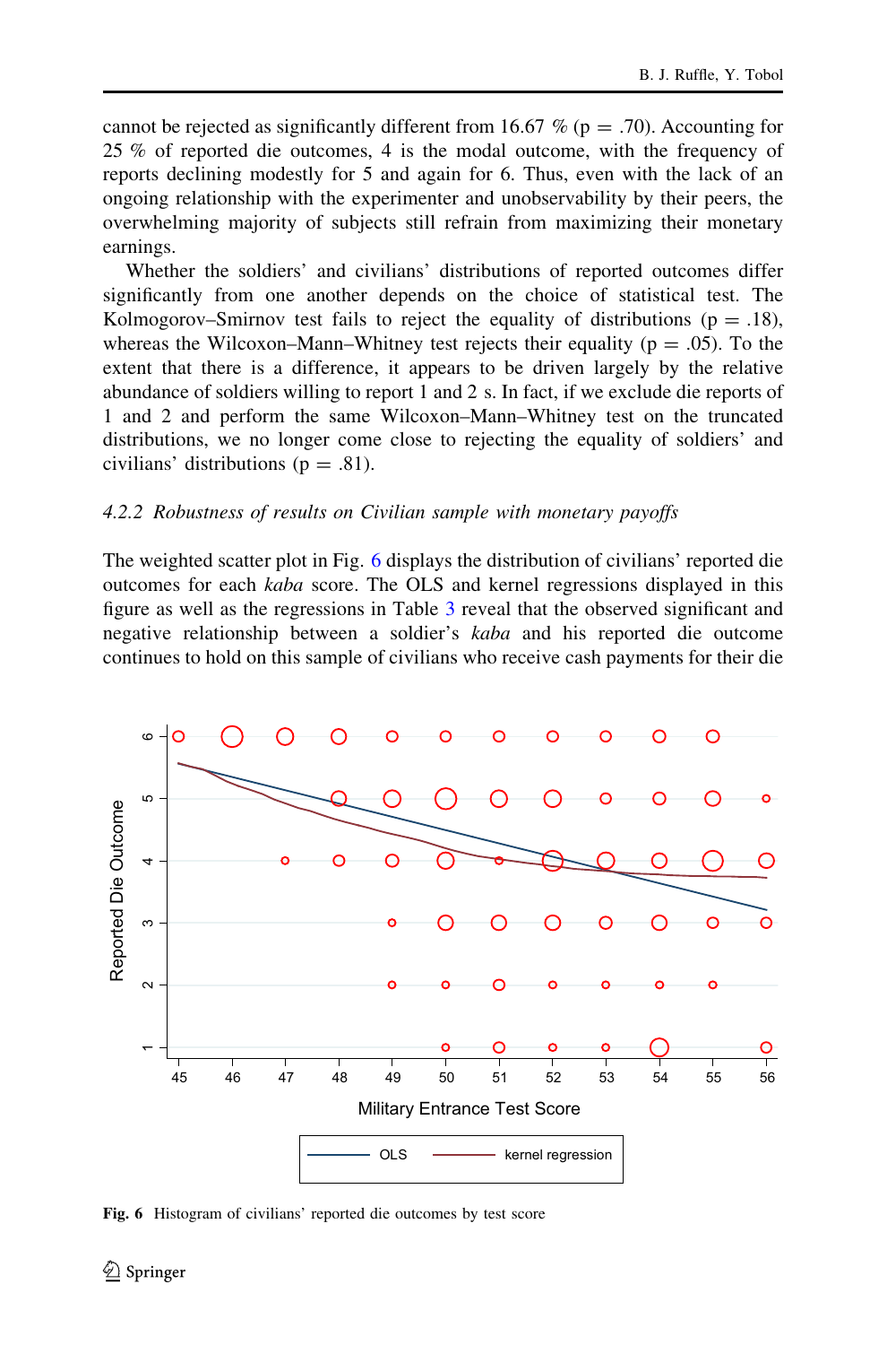cannot be rejected as significantly different from 16.67 % (p = .70). Accounting for 25 % of reported die outcomes, 4 is the modal outcome, with the frequency of reports declining modestly for 5 and again for 6. Thus, even with the lack of an ongoing relationship with the experimenter and unobservability by their peers, the overwhelming majority of subjects still refrain from maximizing their monetary earnings.

Whether the soldiers' and civilians' distributions of reported outcomes differ significantly from one another depends on the choice of statistical test. The Kolmogorov–Smirnov test fails to reject the equality of distributions (p = .18), whereas the Wilcoxon–Mann–Whitney test rejects their equality (p = .05). To the extent that there is a difference, it appears to be driven largely by the relative abundance of soldiers willing to report 1 and 2 s. In fact, if we exclude die reports of 1 and 2 and perform the same Wilcoxon–Mann–Whitney test on the truncated distributions, we no longer come close to rejecting the equality of soldiers' and civilians' distributions (p = .81).

### 4.2.2 Robustness of results on Civilian sample with monetary payoffs

The weighted scatter plot in Fig. 6 displays the distribution of civilians' reported die outcomes for each *kaba* score. The OLS and kernel regressions displayed in this figure as well as the regressions in Table 3 reveal that the observed significant and negative relationship between a soldier's *kaba* and his reported die outcome continues to hold on this sample of civilians who receive cash payments for their die

**Fig. 6** Histogram of civilians' reported die outcomes by test score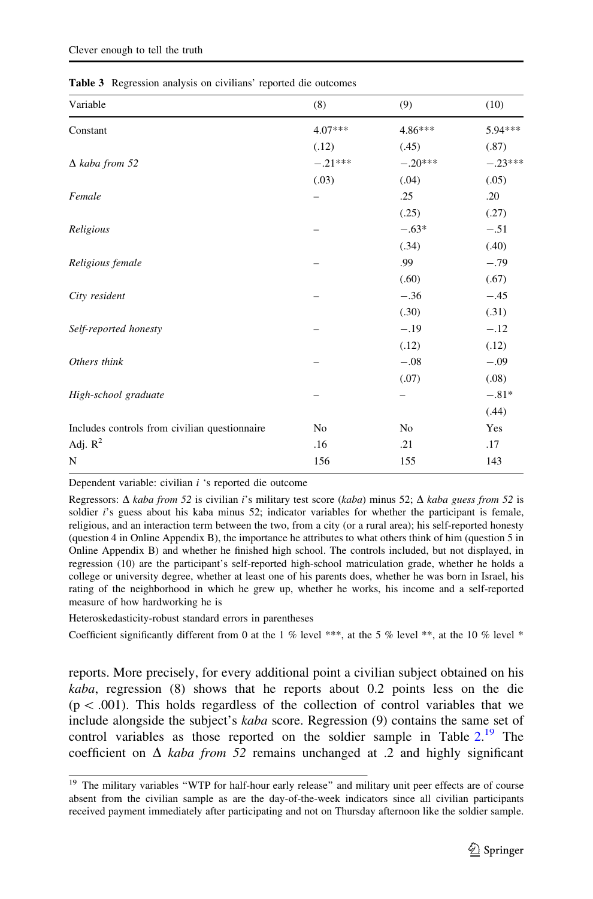**Table 3** Regression analysis on civilians' reported die outcomes

| Variable | (8) | (9) | (10) |
|---|---|---|---|
| Constant | 4.07*** | 4.86*** | 5.94*** |
| | (.12) | (.45) | (.87) |
| Δ *kaba from 52* | −.21*** | −.20*** | −.23*** |
| | (.03) | (.04) | (.05) |
| *Female* | – | .25 | .20 |
| | | (.25) | (.27) |
| *Religious* | – | −.63* | −.51 |
| | | (.34) | (.40) |
| *Religious female* | – | .99 | −.79 |
| | | (.60) | (.67) |
| *City resident* | – | −.36 | −.45 |
| | | (.30) | (.31) |
| *Self-reported honesty* | – | −.19 | −.12 |
| | | (.12) | (.12) |
| *Others think* | – | −.08 | −.09 |
| | | (.07) | (.08) |
| *High-school graduate* | – | – | −.81* |
| | | | (.44) |
| Includes controls from civilian questionnaire | No | No | Yes |
| Adj. $R^2$ | .16 | .21 | .17 |
| N | 156 | 155 | 143 |

Dependent variable: civilian *i* 's reported die outcome

Regressors: Δ *kaba from 52* is civilian *i*'s military test score (*kaba*) minus 52; Δ *kaba guess from 52* is soldier *i*'s guess about his kaba minus 52; indicator variables for whether the participant is female, religious, and an interaction term between the two, from a city (or a rural area); his self-reported honesty (question 4 in Online Appendix B), the importance he attributes to what others think of him (question 5 in Online Appendix B) and whether he finished high school. The controls included, but not displayed, in regression (10) are the participant's self-reported high-school matriculation grade, whether he holds a college or university degree, whether at least one of his parents does, whether he was born in Israel, his rating of the neighborhood in which he grew up, whether he works, his income and a self-reported measure of how hardworking he is

Heteroskedasticity-robust standard errors in parentheses

Coefficient significantly different from 0 at the 1 % level ***, at the 5 % level **, at the 10 % level *

reports. More precisely, for every additional point a civilian subject obtained on his *kaba*, regression (8) shows that he reports about 0.2 points less on the die ($p < .001$). This holds regardless of the collection of control variables that we include alongside the subject's *kaba* score. Regression (9) contains the same set of control variables as those reported on the soldier sample in Table 2.[19] The coefficient on Δ *kaba from 52* remains unchanged at .2 and highly significant

[19] The military variables "WTP for half-hour early release" and military unit peer effects are of course absent from the civilian sample as are the day-of-the-week indicators since all civilian participants received payment immediately after participating and not on Thursday afternoon like the soldier sample.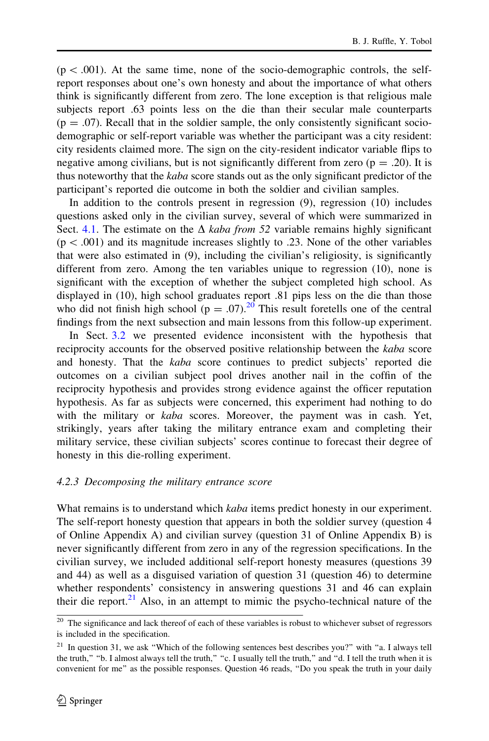($p < .001$). At the same time, none of the socio-demographic controls, the self-report responses about one's own honesty and about the importance of what others think is significantly different from zero. The lone exception is that religious male subjects report .63 points less on the die than their secular male counterparts ($p = .07$). Recall that in the soldier sample, the only consistently significant socio-demographic or self-report variable was whether the participant was a city resident: city residents claimed more. The sign on the city-resident indicator variable flips to negative among civilians, but is not significantly different from zero ($p = .20$). It is thus noteworthy that the *kaba* score stands out as the only significant predictor of the participant's reported die outcome in both the soldier and civilian samples.

In addition to the controls present in regression (9), regression (10) includes questions asked only in the civilian survey, several of which were summarized in Sect. 4.1. The estimate on the $\Delta$ *kaba from 52* variable remains highly significant ($p < .001$) and its magnitude increases slightly to .23. None of the other variables that were also estimated in (9), including the civilian's religiosity, is significantly different from zero. Among the ten variables unique to regression (10), none is significant with the exception of whether the subject completed high school. As displayed in (10), high school graduates report .81 pips less on the die than those who did not finish high school ($p = .07$).[20] This result foretells one of the central findings from the next subsection and main lessons from this follow-up experiment.

In Sect. 3.2 we presented evidence inconsistent with the hypothesis that reciprocity accounts for the observed positive relationship between the *kaba* score and honesty. That the *kaba* score continues to predict subjects' reported die outcomes on a civilian subject pool drives another nail in the coffin of the reciprocity hypothesis and provides strong evidence against the officer reputation hypothesis. As far as subjects were concerned, this experiment had nothing to do with the military or *kaba* scores. Moreover, the payment was in cash. Yet, strikingly, years after taking the military entrance exam and completing their military service, these civilian subjects' scores continue to forecast their degree of honesty in this die-rolling experiment.

#### 4.2.3 Decomposing the military entrance score

What remains is to understand which *kaba* items predict honesty in our experiment. The self-report honesty question that appears in both the soldier survey (question 4 of Online Appendix A) and civilian survey (question 31 of Online Appendix B) is never significantly different from zero in any of the regression specifications. In the civilian survey, we included additional self-report honesty measures (questions 39 and 44) as well as a disguised variation of question 31 (question 46) to determine whether respondents' consistency in answering questions 31 and 46 can explain their die report.[21] Also, in an attempt to mimic the psycho-technical nature of the

---

[20] The significance and lack thereof of each of these variables is robust to whichever subset of regressors is included in the specification.

[21] In question 31, we ask "Which of the following sentences best describes you?" with "a. I always tell the truth," "b. I almost always tell the truth," "c. I usually tell the truth," and "d. I tell the truth when it is convenient for me" as the possible responses. Question 46 reads, "Do you speak the truth in your daily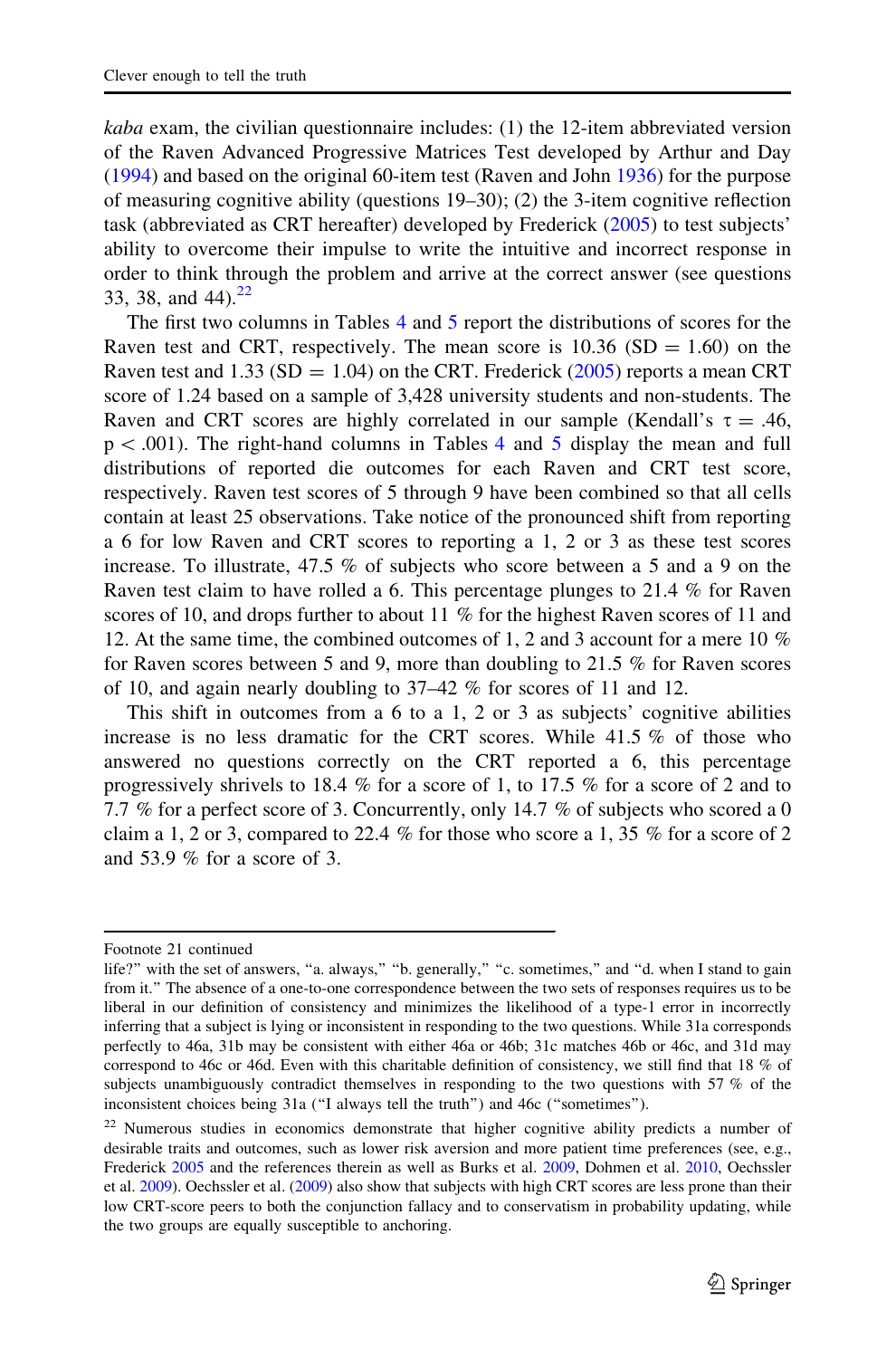*kaba* exam, the civilian questionnaire includes: (1) the 12-item abbreviated version of the Raven Advanced Progressive Matrices Test developed by Arthur and Day (1994) and based on the original 60-item test (Raven and John 1936) for the purpose of measuring cognitive ability (questions 19–30); (2) the 3-item cognitive reflection task (abbreviated as CRT hereafter) developed by Frederick (2005) to test subjects' ability to overcome their impulse to write the intuitive and incorrect response in order to think through the problem and arrive at the correct answer (see questions 33, 38, and 44).[22]

The first two columns in Tables 4 and 5 report the distributions of scores for the Raven test and CRT, respectively. The mean score is 10.36 (SD = 1.60) on the Raven test and 1.33 (SD = 1.04) on the CRT. Frederick (2005) reports a mean CRT score of 1.24 based on a sample of 3,428 university students and non-students. The Raven and CRT scores are highly correlated in our sample (Kendall's $\tau = .46$, $p < .001$). The right-hand columns in Tables 4 and 5 display the mean and full distributions of reported die outcomes for each Raven and CRT test score, respectively. Raven test scores of 5 through 9 have been combined so that all cells contain at least 25 observations. Take notice of the pronounced shift from reporting a 6 for low Raven and CRT scores to reporting a 1, 2 or 3 as these test scores increase. To illustrate, 47.5 % of subjects who score between a 5 and a 9 on the Raven test claim to have rolled a 6. This percentage plunges to 21.4 % for Raven scores of 10, and drops further to about 11 % for the highest Raven scores of 11 and 12. At the same time, the combined outcomes of 1, 2 and 3 account for a mere 10 % for Raven scores between 5 and 9, more than doubling to 21.5 % for Raven scores of 10, and again nearly doubling to 37–42 % for scores of 11 and 12.

This shift in outcomes from a 6 to a 1, 2 or 3 as subjects' cognitive abilities increase is no less dramatic for the CRT scores. While 41.5 % of those who answered no questions correctly on the CRT reported a 6, this percentage progressively shrivels to 18.4 % for a score of 1, to 17.5 % for a score of 2 and to 7.7 % for a perfect score of 3. Concurrently, only 14.7 % of subjects who scored a 0 claim a 1, 2 or 3, compared to 22.4 % for those who score a 1, 35 % for a score of 2 and 53.9 % for a score of 3.

---

Footnote 21 continued
life?" with the set of answers, "a. always," "b. generally," "c. sometimes," and "d. when I stand to gain from it." The absence of a one-to-one correspondence between the two sets of responses requires us to be liberal in our definition of consistency and minimizes the likelihood of a type-1 error in incorrectly inferring that a subject is lying or inconsistent in responding to the two questions. While 31a corresponds perfectly to 46a, 31b may be consistent with either 46a or 46b; 31c matches 46b or 46c, and 31d may correspond to 46c or 46d. Even with this charitable definition of consistency, we still find that 18 % of subjects unambiguously contradict themselves in responding to the two questions with 57 % of the inconsistent choices being 31a ("I always tell the truth") and 46c ("sometimes").

[22] Numerous studies in economics demonstrate that higher cognitive ability predicts a number of desirable traits and outcomes, such as lower risk aversion and more patient time preferences (see, e.g., Frederick 2005 and the references therein as well as Burks et al. 2009, Dohmen et al. 2010, Oechssler et al. 2009). Oechssler et al. (2009) also show that subjects with high CRT scores are less prone than their low CRT-score peers to both the conjunction fallacy and to conservatism in probability updating, while the two groups are equally susceptible to anchoring.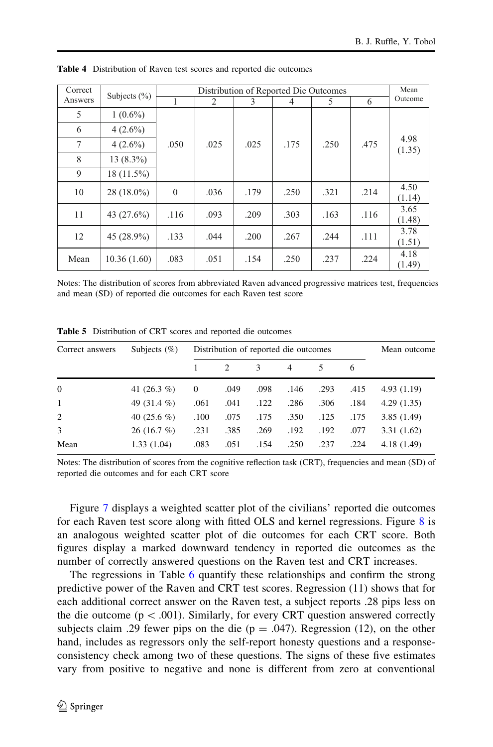**Table 4** Distribution of Raven test scores and reported die outcomes

| Correct Answers | Subjects (%) | Distribution of Reported Die Outcomes | | | | | | Mean Outcome |
|---|---|---|---|---|---|---|---|---|
| | | 1 | 2 | 3 | 4 | 5 | 6 | |
| 5 | 1 (0.6%) | .050 | .025 | .025 | .175 | .250 | .475 | 4.98 (1.35) |
| 6 | 4 (2.6%) | | | | | | | |
| 7 | 4 (2.6%) | | | | | | | |
| 8 | 13 (8.3%) | | | | | | | |
| 9 | 18 (11.5%) | | | | | | | |
| 10 | 28 (18.0%) | 0 | .036 | .179 | .250 | .321 | .214 | 4.50 (1.14) |
| 11 | 43 (27.6%) | .116 | .093 | .209 | .303 | .163 | .116 | 3.65 (1.48) |
| 12 | 45 (28.9%) | .133 | .044 | .200 | .267 | .244 | .111 | 3.78 (1.51) |
| Mean | 10.36 (1.60) | .083 | .051 | .154 | .250 | .237 | .224 | 4.18 (1.49) |

Notes: The distribution of scores from abbreviated Raven advanced progressive matrices test, frequencies and mean (SD) of reported die outcomes for each Raven test score

**Table 5** Distribution of CRT scores and reported die outcomes

| Correct answers | Subjects (%) | Distribution of reported die outcomes | | | | | | Mean outcome |
|---|---|---|---|---|---|---|---|---|
| | | 1 | 2 | 3 | 4 | 5 | 6 | |
| 0 | 41 (26.3 %) | 0 | .049 | .098 | .146 | .293 | .415 | 4.93 (1.19) |
| 1 | 49 (31.4 %) | .061 | .041 | .122 | .286 | .306 | .184 | 4.29 (1.35) |
| 2 | 40 (25.6 %) | .100 | .075 | .175 | .350 | .125 | .175 | 3.85 (1.49) |
| 3 | 26 (16.7 %) | .231 | .385 | .269 | .192 | .192 | .077 | 3.31 (1.62) |
| Mean | 1.33 (1.04) | .083 | .051 | .154 | .250 | .237 | .224 | 4.18 (1.49) |

Notes: The distribution of scores from the cognitive reflection task (CRT), frequencies and mean (SD) of reported die outcomes and for each CRT score

Figure 7 displays a weighted scatter plot of the civilians' reported die outcomes for each Raven test score along with fitted OLS and kernel regressions. Figure 8 is an analogous weighted scatter plot of die outcomes for each CRT score. Both figures display a marked downward tendency in reported die outcomes as the number of correctly answered questions on the Raven test and CRT increases.

The regressions in Table 6 quantify these relationships and confirm the strong predictive power of the Raven and CRT test scores. Regression (11) shows that for each additional correct answer on the Raven test, a subject reports .28 pips less on the die outcome ($p < .001$). Similarly, for every CRT question answered correctly subjects claim .29 fewer pips on the die ($p = .047$). Regression (12), on the other hand, includes as regressors only the self-report honesty questions and a response-consistency check among two of these questions. The signs of these five estimates vary from positive to negative and none is different from zero at conventional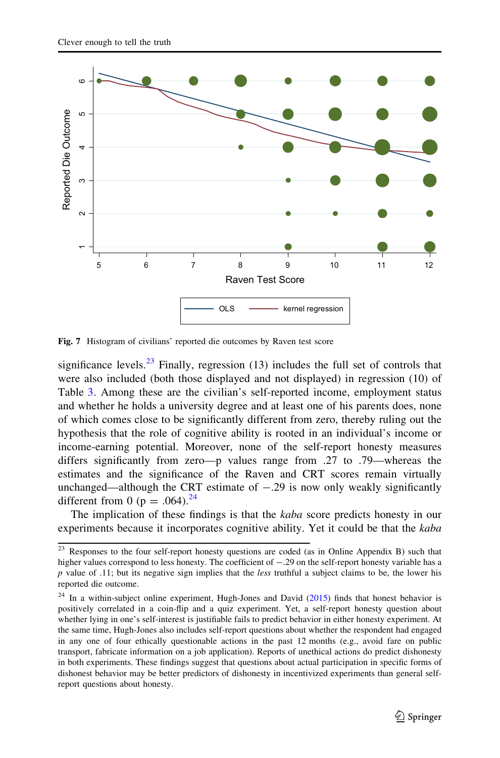Fig. 7 Histogram of civilians' reported die outcomes by Raven test score

significance levels.[23] Finally, regression (13) includes the full set of controls that were also included (both those displayed and not displayed) in regression (10) of Table 3. Among these are the civilian's self-reported income, employment status and whether he holds a university degree and at least one of his parents does, none of which comes close to be significantly different from zero, thereby ruling out the hypothesis that the role of cognitive ability is rooted in an individual's income or income-earning potential. Moreover, none of the self-report honesty measures differs significantly from zero—p values range from .27 to .79—whereas the estimates and the significance of the Raven and CRT scores remain virtually unchanged—although the CRT estimate of −.29 is now only weakly significantly different from 0 ($p = .064$).[24]

The implication of these findings is that the *kaba* score predicts honesty in our experiments because it incorporates cognitive ability. Yet it could be that the *kaba*

---

[23] Responses to the four self-report honesty questions are coded (as in Online Appendix B) such that higher values correspond to less honesty. The coefficient of −.29 on the self-report honesty variable has a $p$ value of .11; but its negative sign implies that the *less* truthful a subject claims to be, the lower his reported die outcome.

[24] In a within-subject online experiment, Hugh-Jones and David (2015) finds that honest behavior is positively correlated in a coin-flip and a quiz experiment. Yet, a self-report honesty question about whether lying in one's self-interest is justifiable fails to predict behavior in either honesty experiment. At the same time, Hugh-Jones also includes self-report questions about whether the respondent had engaged in any one of four ethically questionable actions in the past 12 months (e.g., avoid fare on public transport, fabricate information on a job application). Reports of unethical actions do predict dishonesty in both experiments. These findings suggest that questions about actual participation in specific forms of dishonest behavior may be better predictors of dishonesty in incentivized experiments than general self-report questions about honesty.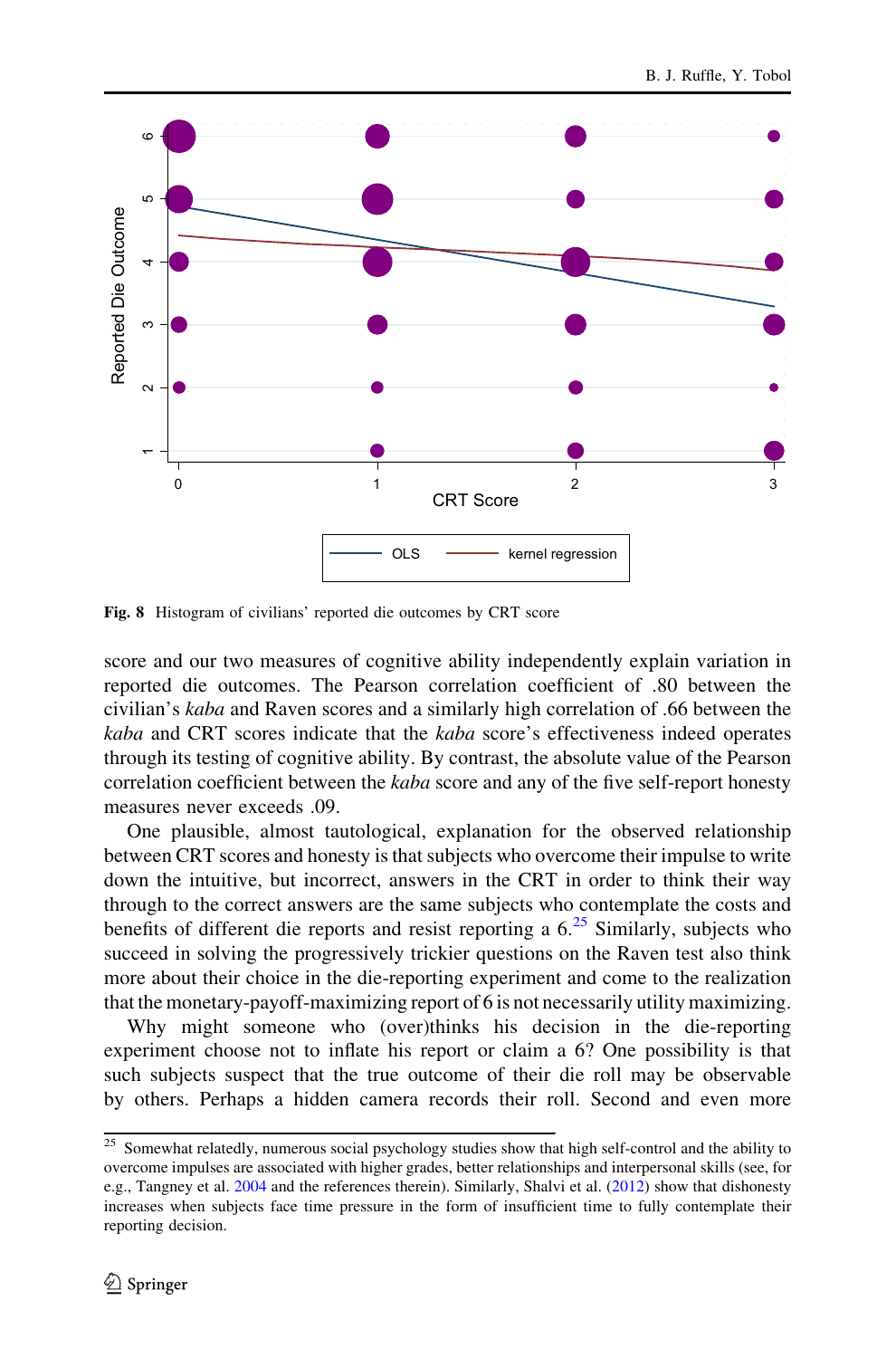Fig. 8 Histogram of civilians' reported die outcomes by CRT score

score and our two measures of cognitive ability independently explain variation in reported die outcomes. The Pearson correlation coefficient of .80 between the civilian's *kaba* and Raven scores and a similarly high correlation of .66 between the *kaba* and CRT scores indicate that the *kaba* score's effectiveness indeed operates through its testing of cognitive ability. By contrast, the absolute value of the Pearson correlation coefficient between the *kaba* score and any of the five self-report honesty measures never exceeds .09.

One plausible, almost tautological, explanation for the observed relationship between CRT scores and honesty is that subjects who overcome their impulse to write down the intuitive, but incorrect, answers in the CRT in order to think their way through to the correct answers are the same subjects who contemplate the costs and benefits of different die reports and resist reporting a 6.[25] Similarly, subjects who succeed in solving the progressively trickier questions on the Raven test also think more about their choice in the die-reporting experiment and come to the realization that the monetary-payoff-maximizing report of 6 is not necessarily utility maximizing.

Why might someone who (over)thinks his decision in the die-reporting experiment choose not to inflate his report or claim a 6? One possibility is that such subjects suspect that the true outcome of their die roll may be observable by others. Perhaps a hidden camera records their roll. Second and even more

[25] Somewhat relatedly, numerous social psychology studies show that high self-control and the ability to overcome impulses are associated with higher grades, better relationships and interpersonal skills (see, for e.g., Tangney et al. 2004 and the references therein). Similarly, Shalvi et al. (2012) show that dishonesty increases when subjects face time pressure in the form of insufficient time to fully contemplate their reporting decision.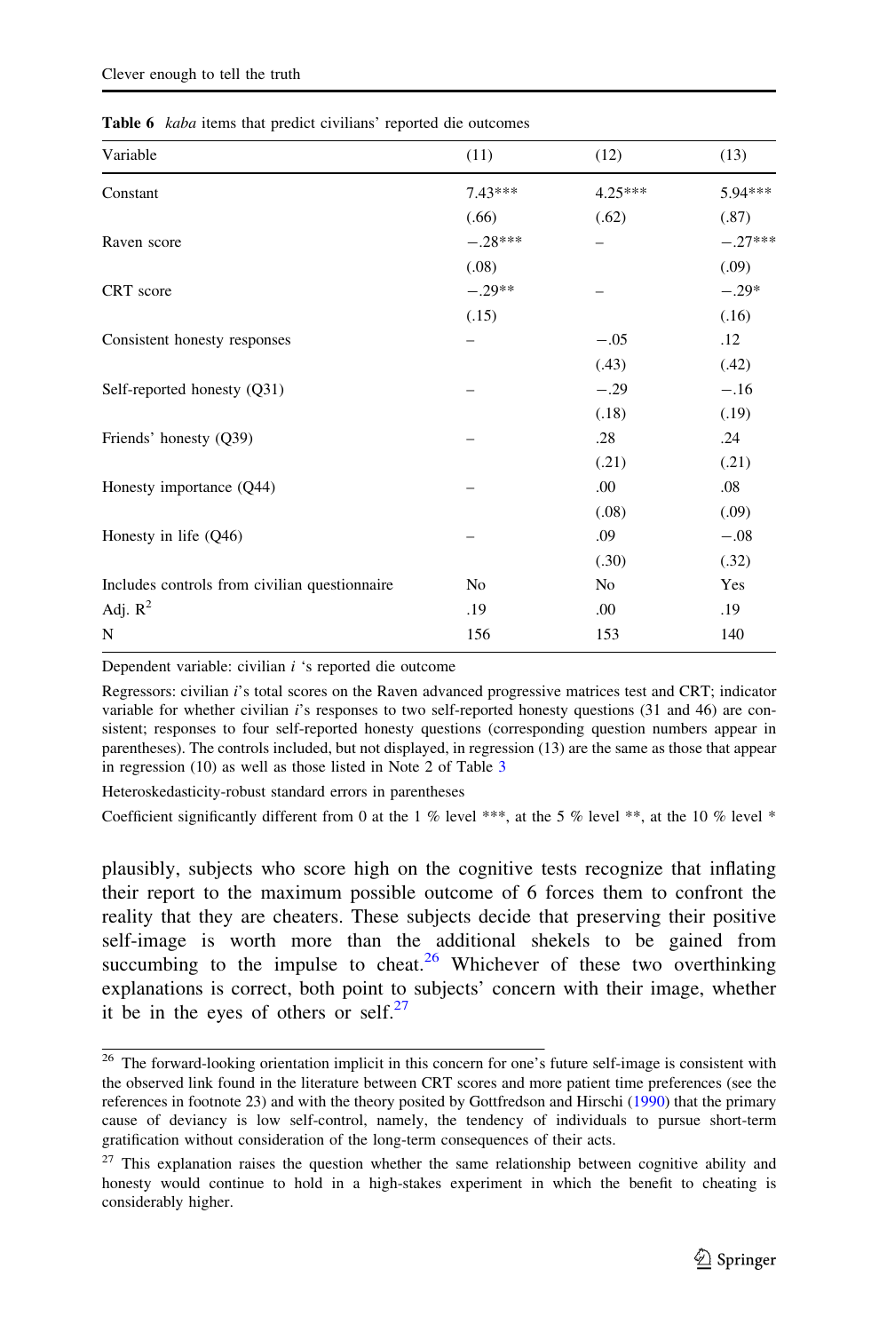**Table 6** *kaba* items that predict civilians' reported die outcomes

| Variable | (11) | (12) | (13) |
|---|---|---|---|
| Constant | 7.43*** | 4.25*** | 5.94*** |
| | (.66) | (.62) | (.87) |
| Raven score | −.28*** | – | −.27*** |
| | (.08) | | (.09) |
| CRT score | −.29** | – | −.29* |
| | (.15) | | (.16) |
| Consistent honesty responses | – | −.05 | .12 |
| | | (.43) | (.42) |
| Self-reported honesty (Q31) | – | −.29 | −.16 |
| | | (.18) | (.19) |
| Friends' honesty (Q39) | – | .28 | .24 |
| | | (.21) | (.21) |
| Honesty importance (Q44) | – | .00 | .08 |
| | | (.08) | (.09) |
| Honesty in life (Q46) | – | .09 | −.08 |
| | | (.30) | (.32) |
| Includes controls from civilian questionnaire | No | No | Yes |
| Adj. $R^2$ | .19 | .00 | .19 |
| N | 156 | 153 | 140 |

Dependent variable: civilian *i* 's reported die outcome

Regressors: civilian *i*'s total scores on the Raven advanced progressive matrices test and CRT; indicator variable for whether civilian *i*'s responses to two self-reported honesty questions (31 and 46) are consistent; responses to four self-reported honesty questions (corresponding question numbers appear in parentheses). The controls included, but not displayed, in regression (13) are the same as those that appear in regression (10) as well as those listed in Note 2 of Table 3

Heteroskedasticity-robust standard errors in parentheses

Coefficient significantly different from 0 at the 1 % level ***, at the 5 % level **, at the 10 % level *

plausibly, subjects who score high on the cognitive tests recognize that inflating their report to the maximum possible outcome of 6 forces them to confront the reality that they are cheaters. These subjects decide that preserving their positive self-image is worth more than the additional shekels to be gained from succumbing to the impulse to cheat.[26] Whichever of these two overthinking explanations is correct, both point to subjects' concern with their image, whether it be in the eyes of others or self.[27]

---

[26] The forward-looking orientation implicit in this concern for one's future self-image is consistent with the observed link found in the literature between CRT scores and more patient time preferences (see the references in footnote 23) and with the theory posited by Gottfredson and Hirschi (1990) that the primary cause of deviancy is low self-control, namely, the tendency of individuals to pursue short-term gratification without consideration of the long-term consequences of their acts.

[27] This explanation raises the question whether the same relationship between cognitive ability and honesty would continue to hold in a high-stakes experiment in which the benefit to cheating is considerably higher.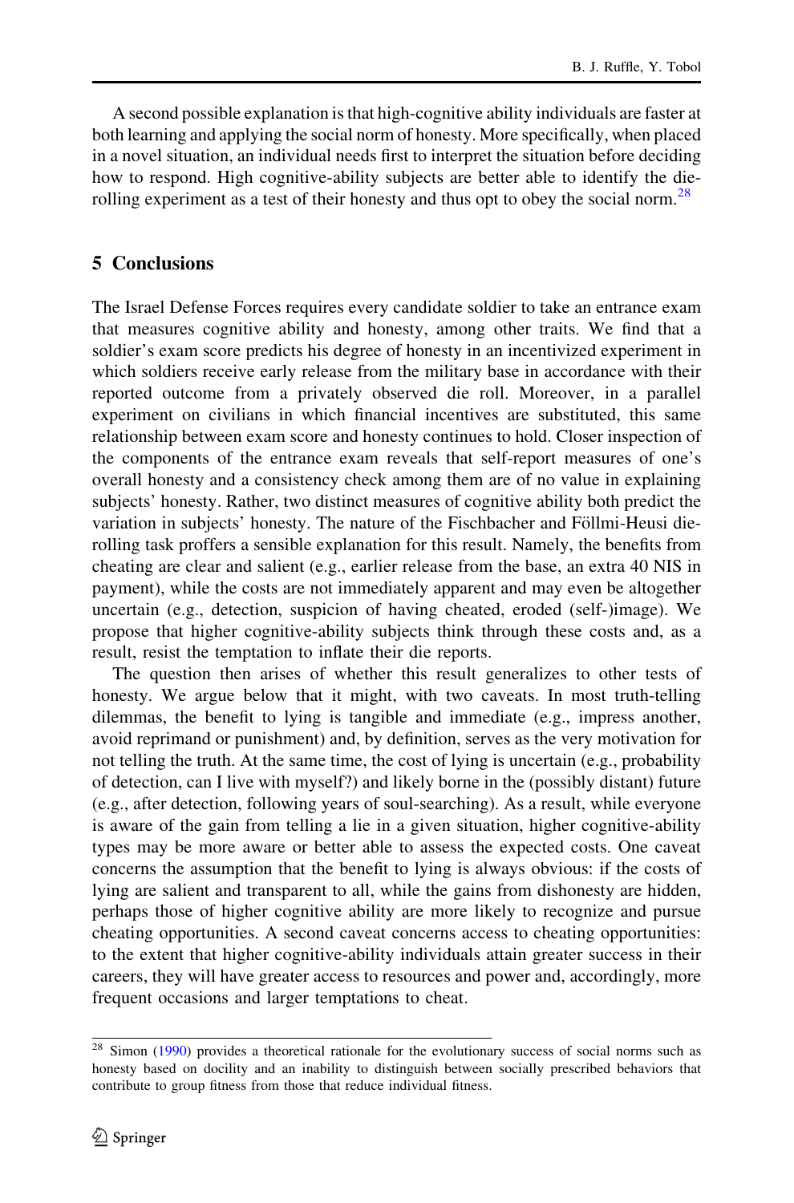A second possible explanation is that high-cognitive ability individuals are faster at both learning and applying the social norm of honesty. More specifically, when placed in a novel situation, an individual needs first to interpret the situation before deciding how to respond. High cognitive-ability subjects are better able to identify the die-rolling experiment as a test of their honesty and thus opt to obey the social norm.[28]

## 5 Conclusions

The Israel Defense Forces requires every candidate soldier to take an entrance exam that measures cognitive ability and honesty, among other traits. We find that a soldier's exam score predicts his degree of honesty in an incentivized experiment in which soldiers receive early release from the military base in accordance with their reported outcome from a privately observed die roll. Moreover, in a parallel experiment on civilians in which financial incentives are substituted, this same relationship between exam score and honesty continues to hold. Closer inspection of the components of the entrance exam reveals that self-report measures of one's overall honesty and a consistency check among them are of no value in explaining subjects' honesty. Rather, two distinct measures of cognitive ability both predict the variation in subjects' honesty. The nature of the Fischbacher and Föllmi-Heusi die-rolling task proffers a sensible explanation for this result. Namely, the benefits from cheating are clear and salient (e.g., earlier release from the base, an extra 40 NIS in payment), while the costs are not immediately apparent and may even be altogether uncertain (e.g., detection, suspicion of having cheated, eroded (self-)image). We propose that higher cognitive-ability subjects think through these costs and, as a result, resist the temptation to inflate their die reports.

The question then arises of whether this result generalizes to other tests of honesty. We argue below that it might, with two caveats. In most truth-telling dilemmas, the benefit to lying is tangible and immediate (e.g., impress another, avoid reprimand or punishment) and, by definition, serves as the very motivation for not telling the truth. At the same time, the cost of lying is uncertain (e.g., probability of detection, can I live with myself?) and likely borne in the (possibly distant) future (e.g., after detection, following years of soul-searching). As a result, while everyone is aware of the gain from telling a lie in a given situation, higher cognitive-ability types may be more aware or better able to assess the expected costs. One caveat concerns the assumption that the benefit to lying is always obvious: if the costs of lying are salient and transparent to all, while the gains from dishonesty are hidden, perhaps those of higher cognitive ability are more likely to recognize and pursue cheating opportunities. A second caveat concerns access to cheating opportunities: to the extent that higher cognitive-ability individuals attain greater success in their careers, they will have greater access to resources and power and, accordingly, more frequent occasions and larger temptations to cheat.

---

[28] Simon (1990) provides a theoretical rationale for the evolutionary success of social norms such as honesty based on docility and an inability to distinguish between socially prescribed behaviors that contribute to group fitness from those that reduce individual fitness.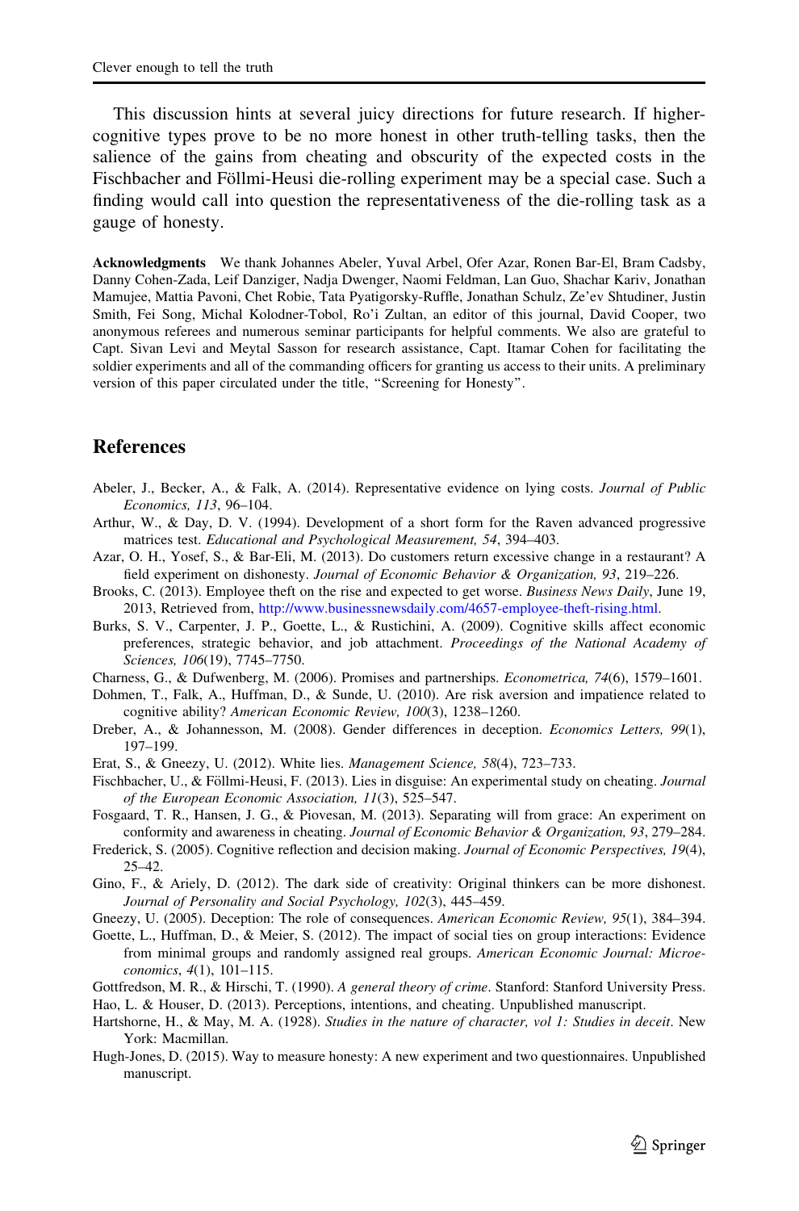This discussion hints at several juicy directions for future research. If higher-cognitive types prove to be no more honest in other truth-telling tasks, then the salience of the gains from cheating and obscurity of the expected costs in the Fischbacher and Föllmi-Heusi die-rolling experiment may be a special case. Such a finding would call into question the representativeness of the die-rolling task as a gauge of honesty.

**Acknowledgments** We thank Johannes Abeler, Yuval Arbel, Ofer Azar, Ronen Bar-El, Bram Cadsby, Danny Cohen-Zada, Leif Danziger, Nadja Dwenger, Naomi Feldman, Lan Guo, Shachar Kariv, Jonathan Mamujee, Mattia Pavoni, Chet Robie, Tata Pyatigorsky-Ruffle, Jonathan Schulz, Ze'ev Shtudiner, Justin Smith, Fei Song, Michal Kolodner-Tobol, Ro'i Zultan, an editor of this journal, David Cooper, two anonymous referees and numerous seminar participants for helpful comments. We also are grateful to Capt. Sivan Levi and Meytal Sasson for research assistance, Capt. Itamar Cohen for facilitating the soldier experiments and all of the commanding officers for granting us access to their units. A preliminary version of this paper circulated under the title, "Screening for Honesty".

## References

Abeler, J., Becker, A., & Falk, A. (2014). Representative evidence on lying costs. *Journal of Public Economics, 113*, 96–104.

Arthur, W., & Day, D. V. (1994). Development of a short form for the Raven advanced progressive matrices test. *Educational and Psychological Measurement, 54*, 394–403.

Azar, O. H., Yosef, S., & Bar-Eli, M. (2013). Do customers return excessive change in a restaurant? A field experiment on dishonesty. *Journal of Economic Behavior & Organization, 93*, 219–226.

Brooks, C. (2013). Employee theft on the rise and expected to get worse. *Business News Daily*, June 19, 2013, Retrieved from, http://www.businessnewsdaily.com/4657-employee-theft-rising.html.

Burks, S. V., Carpenter, J. P., Goette, L., & Rustichini, A. (2009). Cognitive skills affect economic preferences, strategic behavior, and job attachment. *Proceedings of the National Academy of Sciences, 106*(19), 7745–7750.

Charness, G., & Dufwenberg, M. (2006). Promises and partnerships. *Econometrica, 74*(6), 1579–1601.

Dohmen, T., Falk, A., Huffman, D., & Sunde, U. (2010). Are risk aversion and impatience related to cognitive ability? *American Economic Review, 100*(3), 1238–1260.

Dreber, A., & Johannesson, M. (2008). Gender differences in deception. *Economics Letters, 99*(1), 197–199.

Erat, S., & Gneezy, U. (2012). White lies. *Management Science, 58*(4), 723–733.

Fischbacher, U., & Föllmi-Heusi, F. (2013). Lies in disguise: An experimental study on cheating. *Journal of the European Economic Association, 11*(3), 525–547.

Fosgaard, T. R., Hansen, J. G., & Piovesan, M. (2013). Separating will from grace: An experiment on conformity and awareness in cheating. *Journal of Economic Behavior & Organization, 93*, 279–284.

Frederick, S. (2005). Cognitive reflection and decision making. *Journal of Economic Perspectives, 19*(4), 25–42.

Gino, F., & Ariely, D. (2012). The dark side of creativity: Original thinkers can be more dishonest. *Journal of Personality and Social Psychology, 102*(3), 445–459.

Gneezy, U. (2005). Deception: The role of consequences. *American Economic Review, 95*(1), 384–394.

Goette, L., Huffman, D., & Meier, S. (2012). The impact of social ties on group interactions: Evidence from minimal groups and randomly assigned real groups. *American Economic Journal: Microeconomics*, *4*(1), 101–115.

Gottfredson, M. R., & Hirschi, T. (1990). *A general theory of crime*. Stanford: Stanford University Press.

Hao, L. & Houser, D. (2013). Perceptions, intentions, and cheating. Unpublished manuscript.

Hartshorne, H., & May, M. A. (1928). *Studies in the nature of character, vol 1: Studies in deceit*. New York: Macmillan.

Hugh-Jones, D. (2015). Way to measure honesty: A new experiment and two questionnaires. Unpublished manuscript.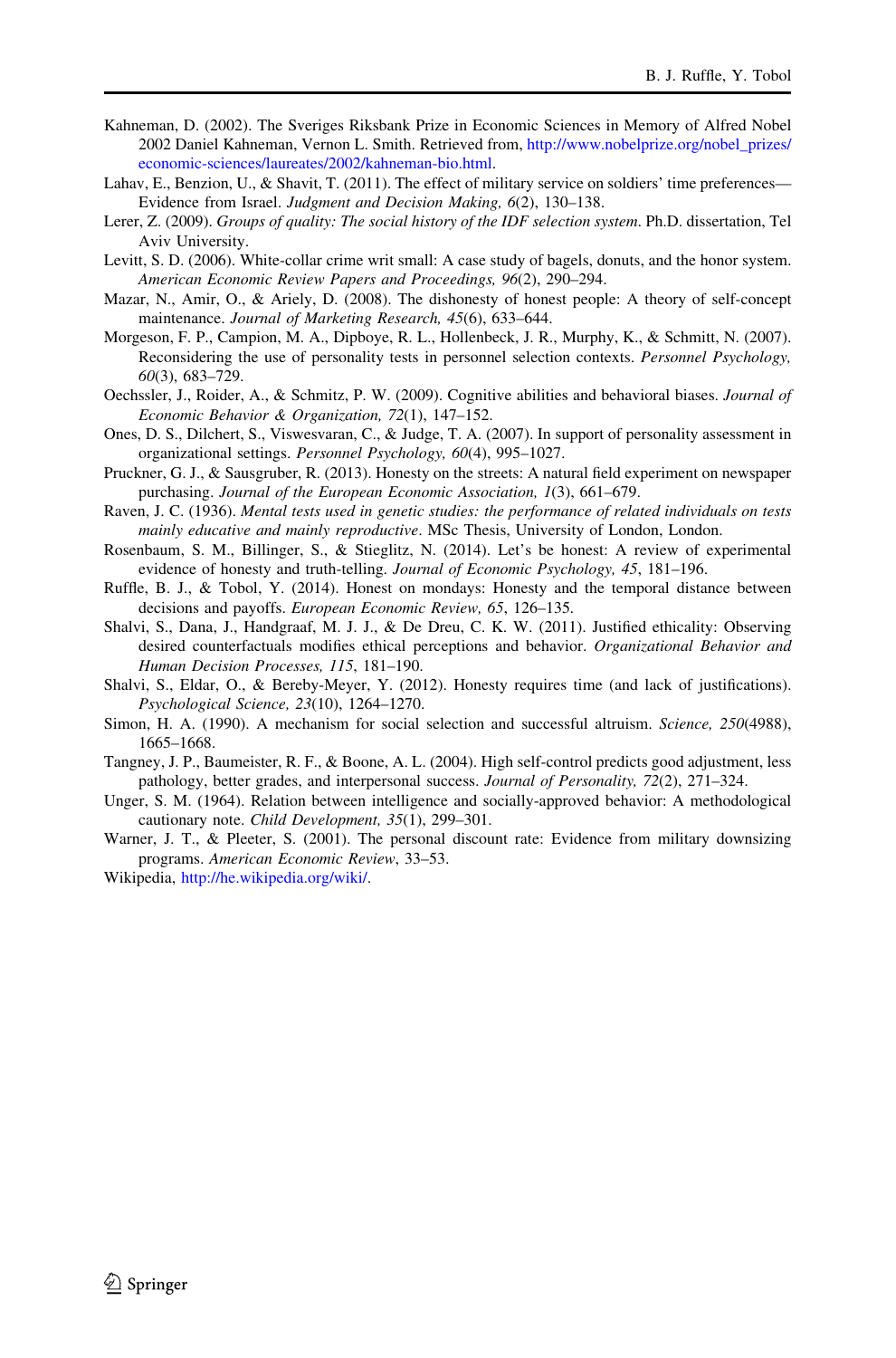Kahneman, D. (2002). The Sveriges Riksbank Prize in Economic Sciences in Memory of Alfred Nobel 2002 Daniel Kahneman, Vernon L. Smith. Retrieved from, http://www.nobelprize.org/nobel_prizes/economic-sciences/laureates/2002/kahneman-bio.html.

Lahav, E., Benzion, U., & Shavit, T. (2011). The effect of military service on soldiers' time preferences—Evidence from Israel. *Judgment and Decision Making, 6*(2), 130–138.

Lerer, Z. (2009). *Groups of quality: The social history of the IDF selection system*. Ph.D. dissertation, Tel Aviv University.

Levitt, S. D. (2006). White-collar crime writ small: A case study of bagels, donuts, and the honor system. *American Economic Review Papers and Proceedings, 96*(2), 290–294.

Mazar, N., Amir, O., & Ariely, D. (2008). The dishonesty of honest people: A theory of self-concept maintenance. *Journal of Marketing Research, 45*(6), 633–644.

Morgeson, F. P., Campion, M. A., Dipboye, R. L., Hollenbeck, J. R., Murphy, K., & Schmitt, N. (2007). Reconsidering the use of personality tests in personnel selection contexts. *Personnel Psychology, 60*(3), 683–729.

Oechssler, J., Roider, A., & Schmitz, P. W. (2009). Cognitive abilities and behavioral biases. *Journal of Economic Behavior & Organization, 72*(1), 147–152.

Ones, D. S., Dilchert, S., Viswesvaran, C., & Judge, T. A. (2007). In support of personality assessment in organizational settings. *Personnel Psychology, 60*(4), 995–1027.

Pruckner, G. J., & Sausgruber, R. (2013). Honesty on the streets: A natural field experiment on newspaper purchasing. *Journal of the European Economic Association, 1*(3), 661–679.

Raven, J. C. (1936). *Mental tests used in genetic studies: the performance of related individuals on tests mainly educative and mainly reproductive*. MSc Thesis, University of London, London.

Rosenbaum, S. M., Billinger, S., & Stieglitz, N. (2014). Let's be honest: A review of experimental evidence of honesty and truth-telling. *Journal of Economic Psychology, 45*, 181–196.

Ruffle, B. J., & Tobol, Y. (2014). Honest on mondays: Honesty and the temporal distance between decisions and payoffs. *European Economic Review, 65*, 126–135.

Shalvi, S., Dana, J., Handgraaf, M. J. J., & De Dreu, C. K. W. (2011). Justified ethicality: Observing desired counterfactuals modifies ethical perceptions and behavior. *Organizational Behavior and Human Decision Processes, 115*, 181–190.

Shalvi, S., Eldar, O., & Bereby-Meyer, Y. (2012). Honesty requires time (and lack of justifications). *Psychological Science, 23*(10), 1264–1270.

Simon, H. A. (1990). A mechanism for social selection and successful altruism. *Science, 250*(4988), 1665–1668.

Tangney, J. P., Baumeister, R. F., & Boone, A. L. (2004). High self-control predicts good adjustment, less pathology, better grades, and interpersonal success. *Journal of Personality, 72*(2), 271–324.

Unger, S. M. (1964). Relation between intelligence and socially-approved behavior: A methodological cautionary note. *Child Development, 35*(1), 299–301.

Warner, J. T., & Pleeter, S. (2001). The personal discount rate: Evidence from military downsizing programs. *American Economic Review*, 33–53.

Wikipedia, http://he.wikipedia.org/wiki/.